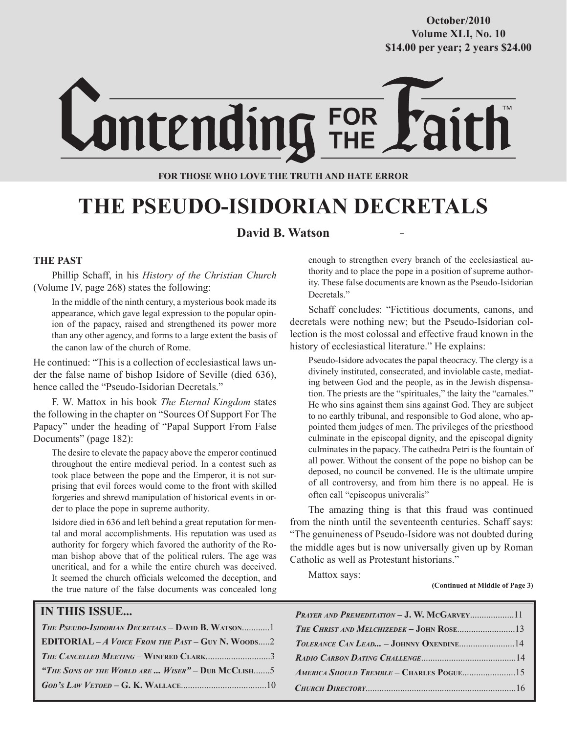October/2010
Volume XLI, No. 10
$14.00 per year; 2 years $24.00

# Contending FOR THE Faith™

**FOR THOSE WHO LOVE THE TRUTH AND HATE ERROR**

# THE PSEUDO-ISIDORIAN DECRETALS

**David B. Watson**

### THE PAST

Phillip Schaff, in his *History of the Christian Church* (Volume IV, page 268) states the following:

> In the middle of the ninth century, a mysterious book made its appearance, which gave legal expression to the popular opinion of the papacy, raised and strengthened its power more than any other agency, and forms to a large extent the basis of the canon law of the church of Rome.

He continued: "This is a collection of ecclesiastical laws under the false name of bishop Isidore of Seville (died 636), hence called the "Pseudo-Isidorian Decretals."

F. W. Mattox in his book *The Eternal Kingdom* states the following in the chapter on "Sources Of Support For The Papacy" under the heading of "Papal Support From False Documents" (page 182):

> The desire to elevate the papacy above the emperor continued throughout the entire medieval period. In a contest such as took place between the pope and the Emperor, it is not surprising that evil forces would come to the front with skilled forgeries and shrewd manipulation of historical events in order to place the pope in supreme authority.
>
> Isidore died in 636 and left behind a great reputation for mental and moral accomplishments. His reputation was used as authority for forgery which favored the authority of the Roman bishop above that of the political rulers. The age was uncritical, and for a while the entire church was deceived. It seemed the church officials welcomed the deception, and the true nature of the false documents was concealed long enough to strengthen every branch of the ecclesiastical authority and to place the pope in a position of supreme authority. These false documents are known as the Pseudo-Isidorian Decretals."

Schaff concludes: "Fictitious documents, canons, and decretals were nothing new; but the Pseudo-Isidorian collection is the most colossal and effective fraud known in the history of ecclesiastical literature." He explains:

> Pseudo-Isidore advocates the papal theocracy. The clergy is a divinely instituted, consecrated, and inviolable caste, mediating between God and the people, as in the Jewish dispensation. The priests are the "spirituales," the laity the "carnales." He who sins against them sins against God. They are subject to no earthly tribunal, and responsible to God alone, who appointed them judges of men. The privileges of the priesthood culminate in the episcopal dignity, and the episcopal dignity culminates in the papacy. The cathedra Petri is the fountain of all power. Without the consent of the pope no bishop can be deposed, no council be convened. He is the ultimate umpire of all controversy, and from him there is no appeal. He is often call "episcopus univeralis"

The amazing thing is that this fraud was continued from the ninth until the seventeenth centuries. Schaff says: "The genuineness of Pseudo-Isidore was not doubted during the middle ages but is now universally given up by Roman Catholic as well as Protestant historians."

Mattox says:

**(Continued at Middle of Page 3)**

### IN THIS ISSUE...

*The Pseudo-Isidorian Decretals* – **David B. Watson**............1
**EDITORIAL** – *A Voice From the Past* – **Guy N. Woods**.....2
*The Cancelled Meeting* – **Winfred Clark**...........................3
*"The Sons of the World are ... Wiser"* – **Dub McClish**.......5
*God's Law Vetoed* – **G. K. Wallace**....................................10
*Prayer and Premeditation* – **J. W. McGarvey**...................11
*The Christ and Melchizedek* – **John Rose**.........................13
*Tolerance Can Lead...* – **Johnny Oxendine**........................14
*Radio Carbon Dating Challenge*.........................................14
*America Should Tremble* – **Charles Pogue**.......................15
*Church Directory*................................................................16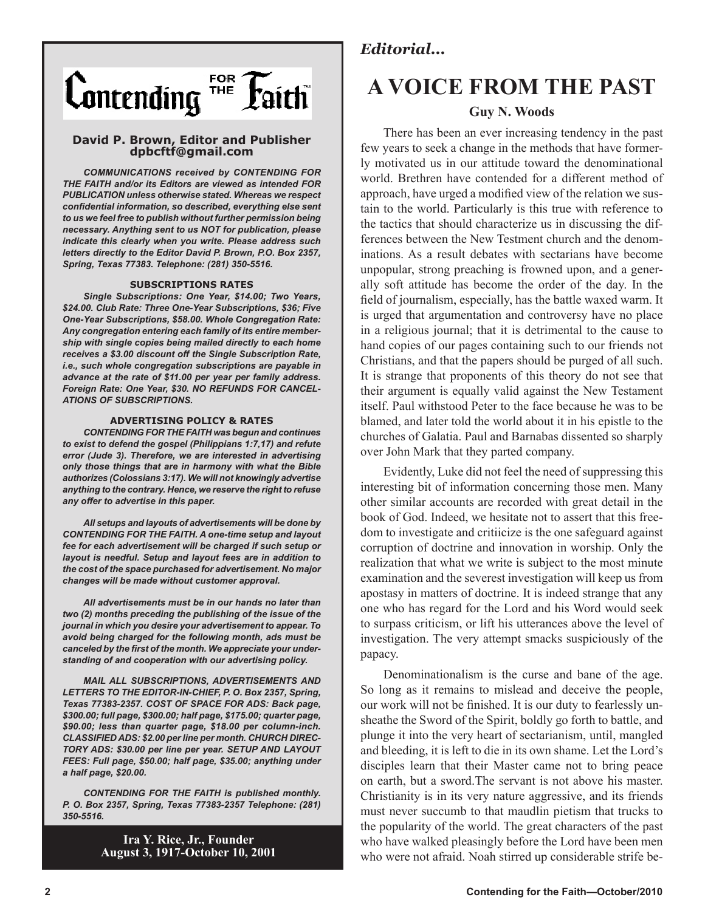# Contending FOR THE Faith™

**David P. Brown, Editor and Publisher**
**dpbcftf@gmail.com**

***COMMUNICATIONS received by CONTENDING FOR THE FAITH and/or its Editors are viewed as intended FOR PUBLICATION unless otherwise stated. Whereas we respect confidential information, so described, everything else sent to us we feel free to publish without further permission being necessary. Anything sent to us NOT for publication, please indicate this clearly when you write. Please address such letters directly to the Editor David P. Brown, P.O. Box 2357, Spring, Texas 77383. Telephone: (281) 350-5516.***

**SUBSCRIPTIONS RATES**

***Single Subscriptions: One Year, $14.00; Two Years, $24.00. Club Rate: Three One-Year Subscriptions, $36; Five One-Year Subscriptions, $58.00. Whole Congregation Rate: Any congregation entering each family of its entire membership with single copies being mailed directly to each home receives a $3.00 discount off the Single Subscription Rate, i.e., such whole congregation subscriptions are payable in advance at the rate of $11.00 per year per family address. Foreign Rate: One Year, $30. NO REFUNDS FOR CANCELLATIONS OF SUBSCRIPTIONS.***

**ADVERTISING POLICY & RATES**

***CONTENDING FOR THE FAITH was begun and continues to exist to defend the gospel (Philippians 1:7,17) and refute error (Jude 3). Therefore, we are interested in advertising only those things that are in harmony with what the Bible authorizes (Colossians 3:17). We will not knowingly advertise anything to the contrary. Hence, we reserve the right to refuse any offer to advertise in this paper.***

***All setups and layouts of advertisements will be done by CONTENDING FOR THE FAITH. A one-time setup and layout fee for each advertisement will be charged if such setup or layout is needful. Setup and layout fees are in addition to the cost of the space purchased for advertisement. No major changes will be made without customer approval.***

***All advertisements must be in our hands no later than two (2) months preceding the publishing of the issue of the journal in which you desire your advertisement to appear. To avoid being charged for the following month, ads must be canceled by the first of the month. We appreciate your understanding of and cooperation with our advertising policy.***

***MAIL ALL SUBSCRIPTIONS, ADVERTISEMENTS AND LETTERS TO THE EDITOR-IN-CHIEF, P. O. Box 2357, Spring, Texas 77383-2357. COST OF SPACE FOR ADS: Back page, $300.00; full page, $300.00; half page, $175.00; quarter page, $90.00; less than quarter page, $18.00 per column-inch. CLASSIFIED ADS: $2.00 per line per month. CHURCH DIRECTORY ADS: $30.00 per line per year. SETUP AND LAYOUT FEES: Full page, $50.00; half page, $35.00; anything under a half page, $20.00.***

***CONTENDING FOR THE FAITH is published monthly. P. O. Box 2357, Spring, Texas 77383-2357 Telephone: (281) 350-5516.***

**Ira Y. Rice, Jr., Founder**
**August 3, 1917-October 10, 2001**

*Editorial...*

# A VOICE FROM THE PAST

**Guy N. Woods**

There has been an ever increasing tendency in the past few years to seek a change in the methods that have formerly motivated us in our attitude toward the denominational world. Brethren have contended for a different method of approach, have urged a modified view of the relation we sustain to the world. Particularly is this true with reference to the tactics that should characterize us in discussing the differences between the New Testment church and the denominations. As a result debates with sectarians have become unpopular, strong preaching is frowned upon, and a generally soft attitude has become the order of the day. In the field of journalism, especially, has the battle waxed warm. It is urged that argumentation and controversy have no place in a religious journal; that it is detrimental to the cause to hand copies of our pages containing such to our friends not Christians, and that the papers should be purged of all such. It is strange that proponents of this theory do not see that their argument is equally valid against the New Testament itself. Paul withstood Peter to the face because he was to be blamed, and later told the world about it in his epistle to the churches of Galatia. Paul and Barnabas dissented so sharply over John Mark that they parted company.

Evidently, Luke did not feel the need of suppressing this interesting bit of information concerning those men. Many other similar accounts are recorded with great detail in the book of God. Indeed, we hesitate not to assert that this freedom to investigate and critiicize is the one safeguard against corruption of doctrine and innovation in worship. Only the realization that what we write is subject to the most minute examination and the severest investigation will keep us from apostasy in matters of doctrine. It is indeed strange that any one who has regard for the Lord and his Word would seek to surpass criticism, or lift his utterances above the level of investigation. The very attempt smacks suspiciously of the papacy.

Denominationalism is the curse and bane of the age. So long as it remains to mislead and deceive the people, our work will not be finished. It is our duty to fearlessly unsheathe the Sword of the Spirit, boldly go forth to battle, and plunge it into the very heart of sectarianism, until, mangled and bleeding, it is left to die in its own shame. Let the Lord's disciples learn that their Master came not to bring peace on earth, but a sword.The servant is not above his master. Christianity is in its very nature aggressive, and its friends must never succumb to that maudlin pietism that trucks to the popularity of the world. The great characters of the past who have walked pleasingly before the Lord have been men who were not afraid. Noah stirred up considerable strife be-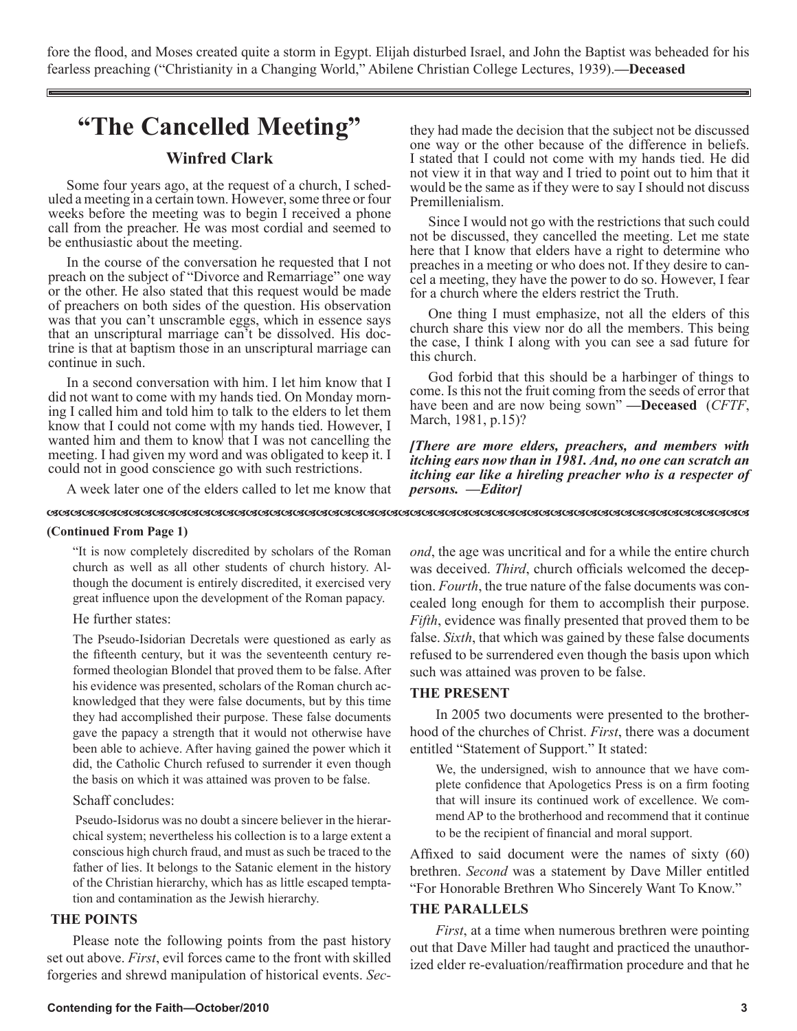fore the flood, and Moses created quite a storm in Egypt. Elijah disturbed Israel, and John the Baptist was beheaded for his fearless preaching ("Christianity in a Changing World," Abilene Christian College Lectures, 1939).**—Deceased**

---

# "The Cancelled Meeting"

## Winfred Clark

Some four years ago, at the request of a church, I scheduled a meeting in a certain town. However, some three or four weeks before the meeting was to begin I received a phone call from the preacher. He was most cordial and seemed to be enthusiastic about the meeting.

In the course of the conversation he requested that I not preach on the subject of "Divorce and Remarriage" one way or the other. He also stated that this request would be made of preachers on both sides of the question. His observation was that you can't unscramble eggs, which in essence says that an unscriptural marriage can't be dissolved. His doctrine is that at baptism those in an unscriptural marriage can continue in such.

In a second conversation with him. I let him know that I did not want to come with my hands tied. On Monday morning I called him and told him to talk to the elders to let them know that I could not come with my hands tied. However, I wanted him and them to know that I was not cancelling the meeting. I had given my word and was obligated to keep it. I could not in good conscience go with such restrictions.

A week later one of the elders called to let me know that they had made the decision that the subject not be discussed one way or the other because of the difference in beliefs. I stated that I could not come with my hands tied. He did not view it in that way and I tried to point out to him that it would be the same as if they were to say I should not discuss Premillenialism.

Since I would not go with the restrictions that such could not be discussed, they cancelled the meeting. Let me state here that I know that elders have a right to determine who preaches in a meeting or who does not. If they desire to cancel a meeting, they have the power to do so. However, I fear for a church where the elders restrict the Truth.

One thing I must emphasize, not all the elders of this church share this view nor do all the members. This being the case, I think I along with you can see a sad future for this church.

God forbid that this should be a harbinger of things to come. Is this not the fruit coming from the seeds of error that have been and are now being sown" **—Deceased** (*CFTF*, March, 1981, p.15)?

***[There are more elders, preachers, and members with itching ears now than in 1981. And, no one can scratch an itching ear like a hireling preacher who is a respecter of persons. —Editor]***

---

**(Continued From Page 1)**

> "It is now completely discredited by scholars of the Roman church as well as all other students of church history. Although the document is entirely discredited, it exercised very great influence upon the development of the Roman papacy.

He further states:

> The Pseudo-Isidorian Decretals were questioned as early as the fifteenth century, but it was the seventeenth century reformed theologian Blondel that proved them to be false. After his evidence was presented, scholars of the Roman church acknowledged that they were false documents, but by this time they had accomplished their purpose. These false documents gave the papacy a strength that it would not otherwise have been able to achieve. After having gained the power which it did, the Catholic Church refused to surrender it even though the basis on which it was attained was proven to be false.

Schaff concludes:

> Pseudo-Isidorus was no doubt a sincere believer in the hierarchical system; nevertheless his collection is to a large extent a conscious high church fraud, and must as such be traced to the father of lies. It belongs to the Satanic element in the history of the Christian hierarchy, which has as little escaped temptation and contamination as the Jewish hierarchy.

### THE POINTS

Please note the following points from the past history set out above. *First*, evil forces came to the front with skilled forgeries and shrewd manipulation of historical events. *Second*, the age was uncritical and for a while the entire church was deceived. *Third*, church officials welcomed the deception. *Fourth*, the true nature of the false documents was concealed long enough for them to accomplish their purpose. *Fifth*, evidence was finally presented that proved them to be false. *Sixth*, that which was gained by these false documents refused to be surrendered even though the basis upon which such was attained was proven to be false.

### THE PRESENT

In 2005 two documents were presented to the brotherhood of the churches of Christ. *First*, there was a document entitled "Statement of Support." It stated:

> We, the undersigned, wish to announce that we have complete confidence that Apologetics Press is on a firm footing that will insure its continued work of excellence. We commend AP to the brotherhood and recommend that it continue to be the recipient of financial and moral support.

Affixed to said document were the names of sixty (60) brethren. *Second* was a statement by Dave Miller entitled "For Honorable Brethren Who Sincerely Want To Know."

### THE PARALLELS

*First*, at a time when numerous brethren were pointing out that Dave Miller had taught and practiced the unauthorized elder re-evaluation/reaffirmation procedure and that he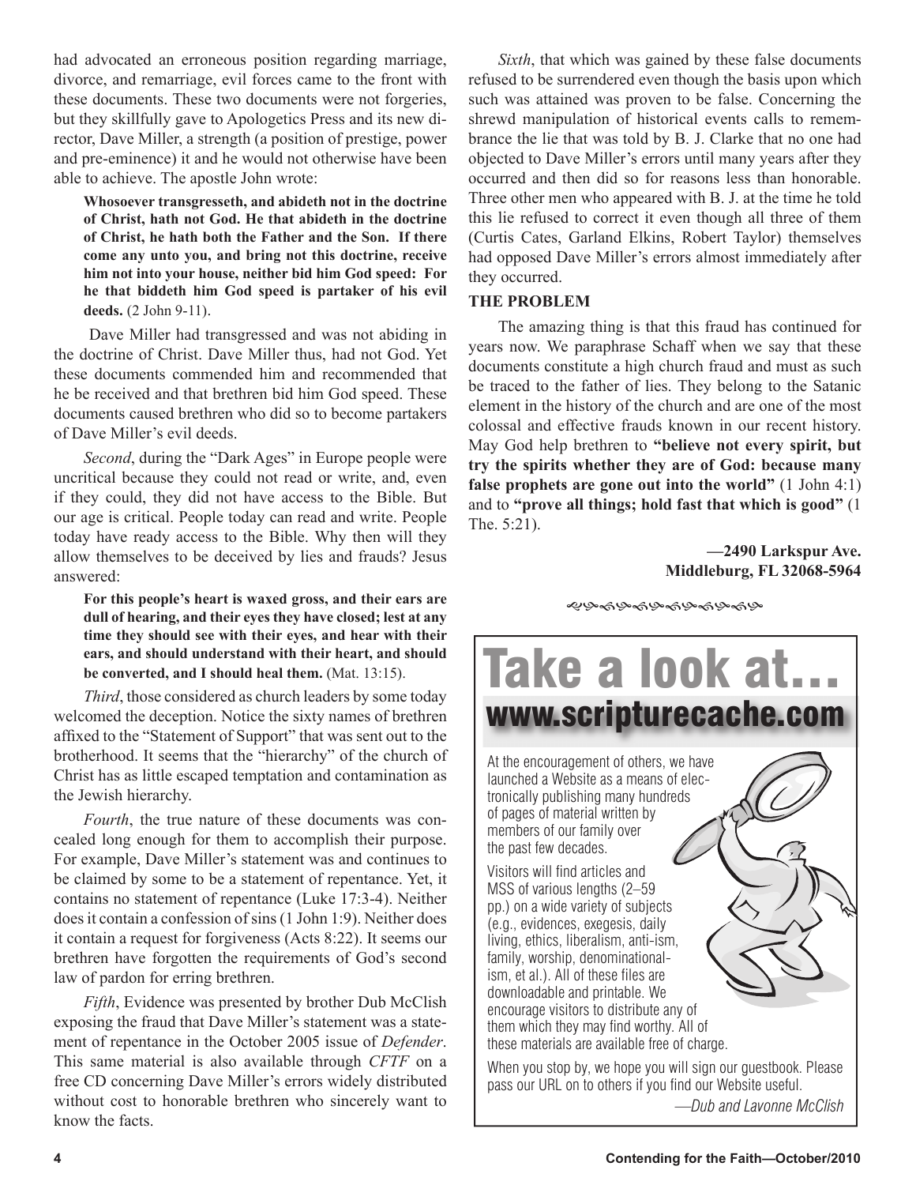had advocated an erroneous position regarding marriage, divorce, and remarriage, evil forces came to the front with these documents. These two documents were not forgeries, but they skillfully gave to Apologetics Press and its new director, Dave Miller, a strength (a position of prestige, power and pre-eminence) it and he would not otherwise have been able to achieve. The apostle John wrote:

> **Whosoever transgresseth, and abideth not in the doctrine of Christ, hath not God. He that abideth in the doctrine of Christ, he hath both the Father and the Son. If there come any unto you, and bring not this doctrine, receive him not into your house, neither bid him God speed: For he that biddeth him God speed is partaker of his evil deeds.** (2 John 9-11).

Dave Miller had transgressed and was not abiding in the doctrine of Christ. Dave Miller thus, had not God. Yet these documents commended him and recommended that he be received and that brethren bid him God speed. These documents caused brethren who did so to become partakers of Dave Miller's evil deeds.

*Second*, during the "Dark Ages" in Europe people were uncritical because they could not read or write, and, even if they could, they did not have access to the Bible. But our age is critical. People today can read and write. People today have ready access to the Bible. Why then will they allow themselves to be deceived by lies and frauds? Jesus answered:

> **For this people's heart is waxed gross, and their ears are dull of hearing, and their eyes they have closed; lest at any time they should see with their eyes, and hear with their ears, and should understand with their heart, and should be converted, and I should heal them.** (Mat. 13:15).

*Third*, those considered as church leaders by some today welcomed the deception. Notice the sixty names of brethren affixed to the "Statement of Support" that was sent out to the brotherhood. It seems that the "hierarchy" of the church of Christ has as little escaped temptation and contamination as the Jewish hierarchy.

*Fourth*, the true nature of these documents was concealed long enough for them to accomplish their purpose. For example, Dave Miller's statement was and continues to be claimed by some to be a statement of repentance. Yet, it contains no statement of repentance (Luke 17:3-4). Neither does it contain a confession of sins (1 John 1:9). Neither does it contain a request for forgiveness (Acts 8:22). It seems our brethren have forgotten the requirements of God's second law of pardon for erring brethren.

*Fifth*, Evidence was presented by brother Dub McClish exposing the fraud that Dave Miller's statement was a statement of repentance in the October 2005 issue of *Defender*. This same material is also available through *CFTF* on a free CD concerning Dave Miller's errors widely distributed without cost to honorable brethren who sincerely want to know the facts.

*Sixth*, that which was gained by these false documents refused to be surrendered even though the basis upon which such was attained was proven to be false. Concerning the shrewd manipulation of historical events calls to remembrance the lie that was told by B. J. Clarke that no one had objected to Dave Miller's errors until many years after they occurred and then did so for reasons less than honorable. Three other men who appeared with B. J. at the time he told this lie refused to correct it even though all three of them (Curtis Cates, Garland Elkins, Robert Taylor) themselves had opposed Dave Miller's errors almost immediately after they occurred.

**THE PROBLEM**

The amazing thing is that this fraud has continued for years now. We paraphrase Schaff when we say that these documents constitute a high church fraud and must as such be traced to the father of lies. They belong to the Satanic element in the history of the church and are one of the most colossal and effective frauds known in our recent history. May God help brethren to **"believe not every spirit, but try the spirits whether they are of God: because many false prophets are gone out into the world"** (1 John 4:1) and to **"prove all things; hold fast that which is good"** (1 The. 5:21).

**—2490 Larkspur Ave.**
**Middleburg, FL 32068-5964**

---

# Take a look at…
## www.scripturecache.com

At the encouragement of others, we have launched a Website as a means of electronically publishing many hundreds of pages of material written by members of our family over the past few decades.

Visitors will find articles and MSS of various lengths (2–59 pp.) on a wide variety of subjects (e.g., evidences, exegesis, daily living, ethics, liberalism, anti-ism, family, worship, denominationalism, et al.). All of these files are downloadable and printable. We encourage visitors to distribute any of them which they may find worthy. All of these materials are available free of charge.

When you stop by, we hope you will sign our guestbook. Please pass our URL on to others if you find our Website useful.

*—Dub and Lavonne McClish*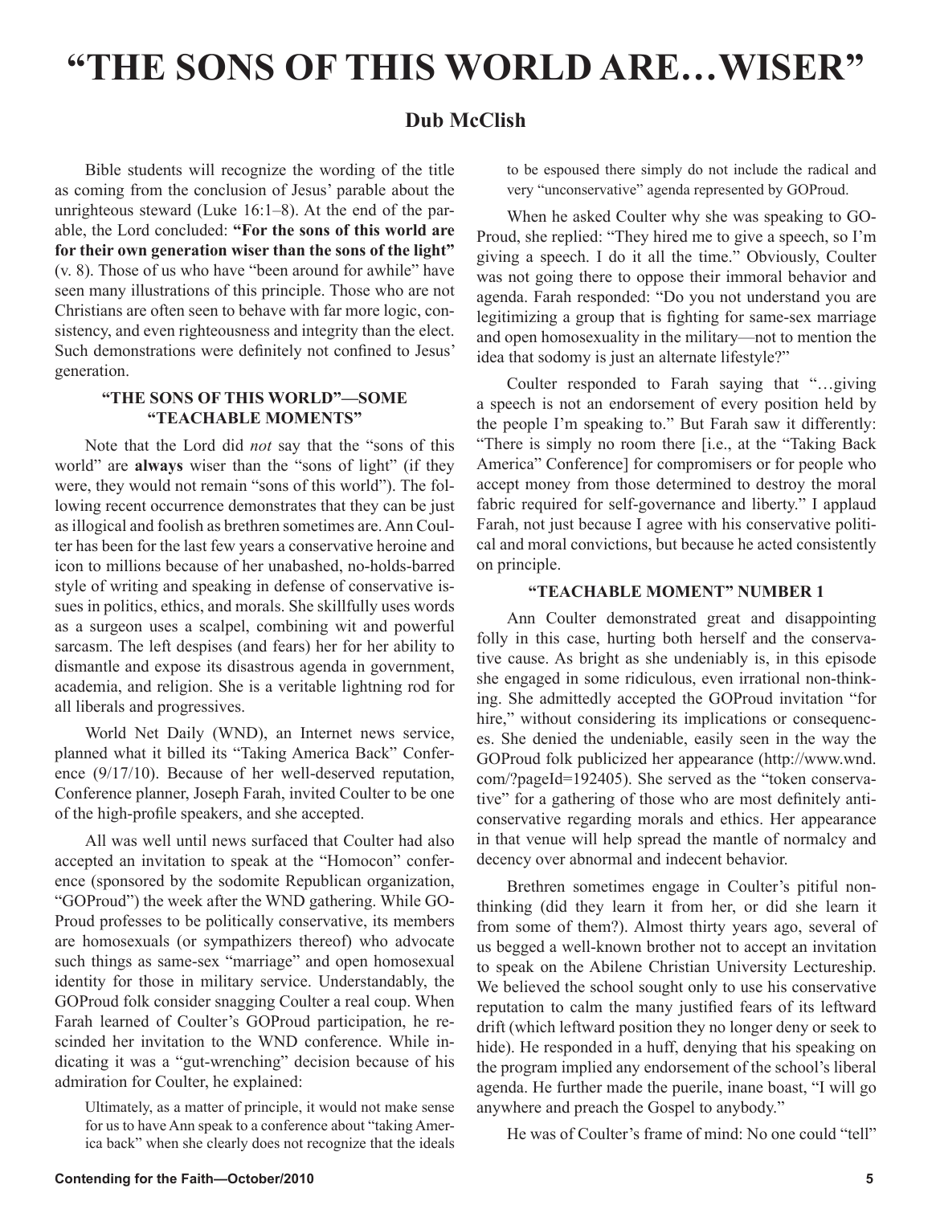# "THE SONS OF THIS WORLD ARE…WISER"

## Dub McClish

Bible students will recognize the wording of the title as coming from the conclusion of Jesus' parable about the unrighteous steward (Luke 16:1–8). At the end of the parable, the Lord concluded: **"For the sons of this world are for their own generation wiser than the sons of the light"** (v. 8). Those of us who have "been around for awhile" have seen many illustrations of this principle. Those who are not Christians are often seen to behave with far more logic, consistency, and even righteousness and integrity than the elect. Such demonstrations were definitely not confined to Jesus' generation.

### "THE SONS OF THIS WORLD"—SOME "TEACHABLE MOMENTS"

Note that the Lord did *not* say that the "sons of this world" are **always** wiser than the "sons of light" (if they were, they would not remain "sons of this world"). The following recent occurrence demonstrates that they can be just as illogical and foolish as brethren sometimes are. Ann Coulter has been for the last few years a conservative heroine and icon to millions because of her unabashed, no-holds-barred style of writing and speaking in defense of conservative issues in politics, ethics, and morals. She skillfully uses words as a surgeon uses a scalpel, combining wit and powerful sarcasm. The left despises (and fears) her for her ability to dismantle and expose its disastrous agenda in government, academia, and religion. She is a veritable lightning rod for all liberals and progressives.

World Net Daily (WND), an Internet news service, planned what it billed its "Taking America Back" Conference (9/17/10). Because of her well-deserved reputation, Conference planner, Joseph Farah, invited Coulter to be one of the high-profile speakers, and she accepted.

All was well until news surfaced that Coulter had also accepted an invitation to speak at the "Homocon" conference (sponsored by the sodomite Republican organization, "GOProud") the week after the WND gathering. While GOProud professes to be politically conservative, its members are homosexuals (or sympathizers thereof) who advocate such things as same-sex "marriage" and open homosexual identity for those in military service. Understandably, the GOProud folk consider snagging Coulter a real coup. When Farah learned of Coulter's GOProud participation, he rescinded her invitation to the WND conference. While indicating it was a "gut-wrenching" decision because of his admiration for Coulter, he explained:

> Ultimately, as a matter of principle, it would not make sense for us to have Ann speak to a conference about "taking America back" when she clearly does not recognize that the ideals to be espoused there simply do not include the radical and very "unconservative" agenda represented by GOProud.

When he asked Coulter why she was speaking to GOProud, she replied: "They hired me to give a speech, so I'm giving a speech. I do it all the time." Obviously, Coulter was not going there to oppose their immoral behavior and agenda. Farah responded: "Do you not understand you are legitimizing a group that is fighting for same-sex marriage and open homosexuality in the military—not to mention the idea that sodomy is just an alternate lifestyle?"

Coulter responded to Farah saying that "…giving a speech is not an endorsement of every position held by the people I'm speaking to." But Farah saw it differently: "There is simply no room there [i.e., at the "Taking Back America" Conference] for compromisers or for people who accept money from those determined to destroy the moral fabric required for self-governance and liberty." I applaud Farah, not just because I agree with his conservative political and moral convictions, but because he acted consistently on principle.

### "TEACHABLE MOMENT" NUMBER 1

Ann Coulter demonstrated great and disappointing folly in this case, hurting both herself and the conservative cause. As bright as she undeniably is, in this episode she engaged in some ridiculous, even irrational non-thinking. She admittedly accepted the GOProud invitation "for hire," without considering its implications or consequences. She denied the undeniable, easily seen in the way the GOProud folk publicized her appearance (http://www.wnd.com/?pageId=192405). She served as the "token conservative" for a gathering of those who are most definitely anti-conservative regarding morals and ethics. Her appearance in that venue will help spread the mantle of normalcy and decency over abnormal and indecent behavior.

Brethren sometimes engage in Coulter's pitiful non-thinking (did they learn it from her, or did she learn it from some of them?). Almost thirty years ago, several of us begged a well-known brother not to accept an invitation to speak on the Abilene Christian University Lectureship. We believed the school sought only to use his conservative reputation to calm the many justified fears of its leftward drift (which leftward position they no longer deny or seek to hide). He responded in a huff, denying that his speaking on the program implied any endorsement of the school's liberal agenda. He further made the puerile, inane boast, "I will go anywhere and preach the Gospel to anybody."

He was of Coulter's frame of mind: No one could "tell"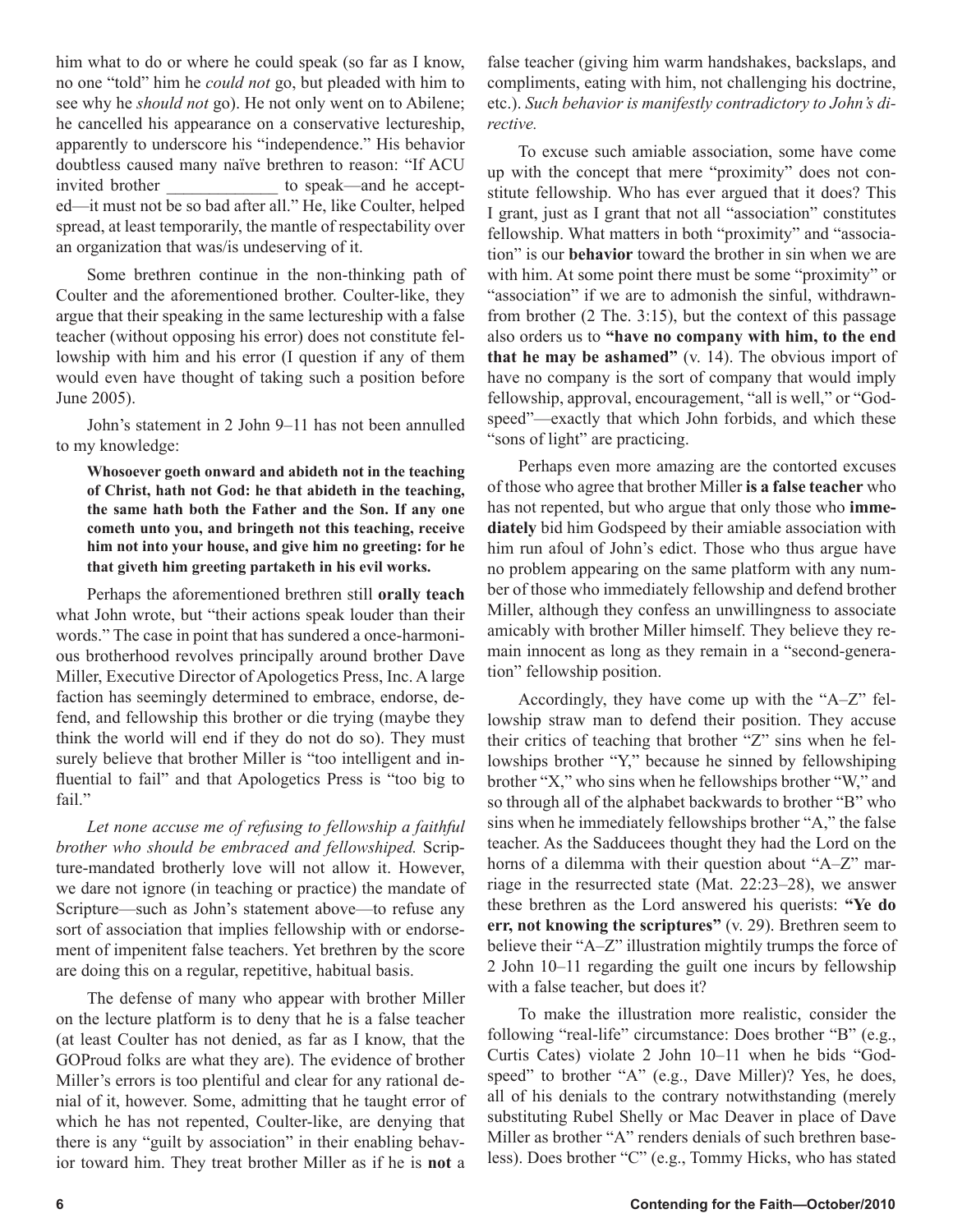him what to do or where he could speak (so far as I know, no one "told" him he *could not* go, but pleaded with him to see why he *should not* go). He not only went on to Abilene; he cancelled his appearance on a conservative lectureship, apparently to underscore his "independence." His behavior doubtless caused many naïve brethren to reason: "If ACU invited brother _____________ to speak—and he accepted—it must not be so bad after all." He, like Coulter, helped spread, at least temporarily, the mantle of respectability over an organization that was/is undeserving of it.

Some brethren continue in the non-thinking path of Coulter and the aforementioned brother. Coulter-like, they argue that their speaking in the same lectureship with a false teacher (without opposing his error) does not constitute fellowship with him and his error (I question if any of them would even have thought of taking such a position before June 2005).

John's statement in 2 John 9–11 has not been annulled to my knowledge:

> **Whosoever goeth onward and abideth not in the teaching of Christ, hath not God: he that abideth in the teaching, the same hath both the Father and the Son. If any one cometh unto you, and bringeth not this teaching, receive him not into your house, and give him no greeting: for he that giveth him greeting partaketh in his evil works.**

Perhaps the aforementioned brethren still **orally teach** what John wrote, but "their actions speak louder than their words." The case in point that has sundered a once-harmonious brotherhood revolves principally around brother Dave Miller, Executive Director of Apologetics Press, Inc. A large faction has seemingly determined to embrace, endorse, defend, and fellowship this brother or die trying (maybe they think the world will end if they do not do so). They must surely believe that brother Miller is "too intelligent and influential to fail" and that Apologetics Press is "too big to fail."

*Let none accuse me of refusing to fellowship a faithful brother who should be embraced and fellowshiped.* Scripture-mandated brotherly love will not allow it. However, we dare not ignore (in teaching or practice) the mandate of Scripture—such as John's statement above—to refuse any sort of association that implies fellowship with or endorsement of impenitent false teachers. Yet brethren by the score are doing this on a regular, repetitive, habitual basis.

The defense of many who appear with brother Miller on the lecture platform is to deny that he is a false teacher (at least Coulter has not denied, as far as I know, that the GOProud folks are what they are). The evidence of brother Miller's errors is too plentiful and clear for any rational denial of it, however. Some, admitting that he taught error of which he has not repented, Coulter-like, are denying that there is any "guilt by association" in their enabling behavior toward him. They treat brother Miller as if he is **not** a false teacher (giving him warm handshakes, backslaps, and compliments, eating with him, not challenging his doctrine, etc.). *Such behavior is manifestly contradictory to John's directive.*

To excuse such amiable association, some have come up with the concept that mere "proximity" does not constitute fellowship. Who has ever argued that it does? This I grant, just as I grant that not all "association" constitutes fellowship. What matters in both "proximity" and "association" is our **behavior** toward the brother in sin when we are with him. At some point there must be some "proximity" or "association" if we are to admonish the sinful, withdrawn-from brother (2 The. 3:15), but the context of this passage also orders us to **"have no company with him, to the end that he may be ashamed"** (v. 14). The obvious import of have no company is the sort of company that would imply fellowship, approval, encouragement, "all is well," or "Godspeed"—exactly that which John forbids, and which these "sons of light" are practicing.

Perhaps even more amazing are the contorted excuses of those who agree that brother Miller **is a false teacher** who has not repented, but who argue that only those who **immediately** bid him Godspeed by their amiable association with him run afoul of John's edict. Those who thus argue have no problem appearing on the same platform with any number of those who immediately fellowship and defend brother Miller, although they confess an unwillingness to associate amicably with brother Miller himself. They believe they remain innocent as long as they remain in a "second-generation" fellowship position.

Accordingly, they have come up with the "A–Z" fellowship straw man to defend their position. They accuse their critics of teaching that brother "Z" sins when he fellowships brother "Y," because he sinned by fellowshiping brother "X," who sins when he fellowships brother "W," and so through all of the alphabet backwards to brother "B" who sins when he immediately fellowships brother "A," the false teacher. As the Sadducees thought they had the Lord on the horns of a dilemma with their question about "A–Z" marriage in the resurrected state (Mat. 22:23–28), we answer these brethren as the Lord answered his querists: **"Ye do err, not knowing the scriptures"** (v. 29). Brethren seem to believe their "A–Z" illustration mightily trumps the force of 2 John 10–11 regarding the guilt one incurs by fellowship with a false teacher, but does it?

To make the illustration more realistic, consider the following "real-life" circumstance: Does brother "B" (e.g., Curtis Cates) violate 2 John 10–11 when he bids "Godspeed" to brother "A" (e.g., Dave Miller)? Yes, he does, all of his denials to the contrary notwithstanding (merely substituting Rubel Shelly or Mac Deaver in place of Dave Miller as brother "A" renders denials of such brethren baseless). Does brother "C" (e.g., Tommy Hicks, who has stated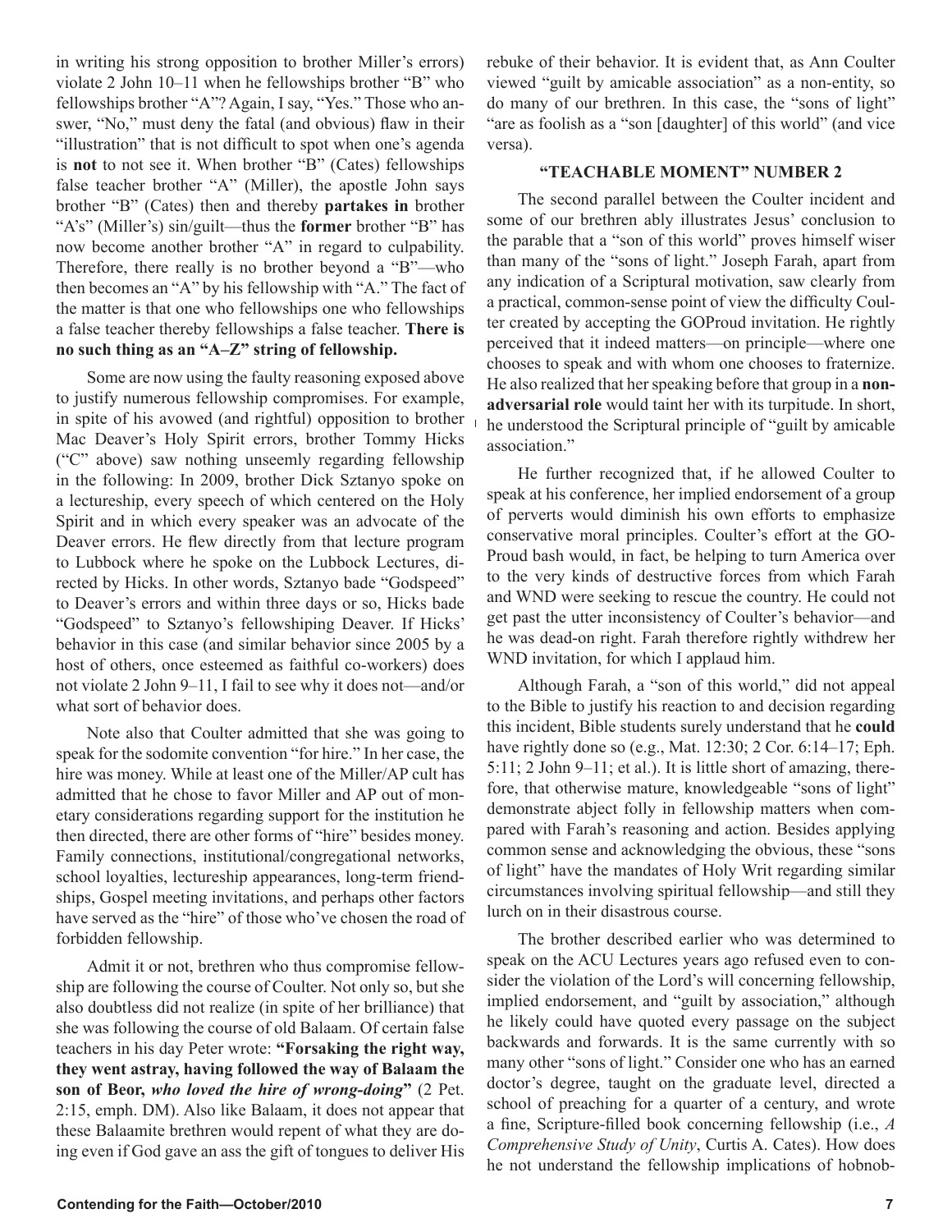in writing his strong opposition to brother Miller's errors) violate 2 John 10–11 when he fellowships brother "B" who fellowships brother "A"? Again, I say, "Yes." Those who answer, "No," must deny the fatal (and obvious) flaw in their "illustration" that is not difficult to spot when one's agenda is **not** to not see it. When brother "B" (Cates) fellowships false teacher brother "A" (Miller), the apostle John says brother "B" (Cates) then and thereby **partakes in** brother "A's" (Miller's) sin/guilt—thus the **former** brother "B" has now become another brother "A" in regard to culpability. Therefore, there really is no brother beyond a "B"—who then becomes an "A" by his fellowship with "A." The fact of the matter is that one who fellowships one who fellowships a false teacher thereby fellowships a false teacher. **There is no such thing as an "A–Z" string of fellowship.**

Some are now using the faulty reasoning exposed above to justify numerous fellowship compromises. For example, in spite of his avowed (and rightful) opposition to brother Mac Deaver's Holy Spirit errors, brother Tommy Hicks ("C" above) saw nothing unseemly regarding fellowship in the following: In 2009, brother Dick Sztanyo spoke on a lectureship, every speech of which centered on the Holy Spirit and in which every speaker was an advocate of the Deaver errors. He flew directly from that lecture program to Lubbock where he spoke on the Lubbock Lectures, directed by Hicks. In other words, Sztanyo bade "Godspeed" to Deaver's errors and within three days or so, Hicks bade "Godspeed" to Sztanyo's fellowshiping Deaver. If Hicks' behavior in this case (and similar behavior since 2005 by a host of others, once esteemed as faithful co-workers) does not violate 2 John 9–11, I fail to see why it does not—and/or what sort of behavior does.

Note also that Coulter admitted that she was going to speak for the sodomite convention "for hire." In her case, the hire was money. While at least one of the Miller/AP cult has admitted that he chose to favor Miller and AP out of monetary considerations regarding support for the institution he then directed, there are other forms of "hire" besides money. Family connections, institutional/congregational networks, school loyalties, lectureship appearances, long-term friendships, Gospel meeting invitations, and perhaps other factors have served as the "hire" of those who've chosen the road of forbidden fellowship.

Admit it or not, brethren who thus compromise fellowship are following the course of Coulter. Not only so, but she also doubtless did not realize (in spite of her brilliance) that she was following the course of old Balaam. Of certain false teachers in his day Peter wrote: **"Forsaking the right way, they went astray, having followed the way of Balaam the son of Beor,** ***who loved the hire of wrong-doing*****"** (2 Pet. 2:15, emph. DM). Also like Balaam, it does not appear that these Balaamite brethren would repent of what they are doing even if God gave an ass the gift of tongues to deliver His rebuke of their behavior. It is evident that, as Ann Coulter viewed "guilt by amicable association" as a non-entity, so do many of our brethren. In this case, the "sons of light" "are as foolish as a "son [daughter] of this world" (and vice versa).

### "TEACHABLE MOMENT" NUMBER 2

The second parallel between the Coulter incident and some of our brethren ably illustrates Jesus' conclusion to the parable that a "son of this world" proves himself wiser than many of the "sons of light." Joseph Farah, apart from any indication of a Scriptural motivation, saw clearly from a practical, common-sense point of view the difficulty Coulter created by accepting the GOProud invitation. He rightly perceived that it indeed matters—on principle—where one chooses to speak and with whom one chooses to fraternize. He also realized that her speaking before that group in a **non-adversarial role** would taint her with its turpitude. In short, he understood the Scriptural principle of "guilt by amicable association."

He further recognized that, if he allowed Coulter to speak at his conference, her implied endorsement of a group of perverts would diminish his own efforts to emphasize conservative moral principles. Coulter's effort at the GOProud bash would, in fact, be helping to turn America over to the very kinds of destructive forces from which Farah and WND were seeking to rescue the country. He could not get past the utter inconsistency of Coulter's behavior—and he was dead-on right. Farah therefore rightly withdrew her WND invitation, for which I applaud him.

Although Farah, a "son of this world," did not appeal to the Bible to justify his reaction to and decision regarding this incident, Bible students surely understand that he **could** have rightly done so (e.g., Mat. 12:30; 2 Cor. 6:14–17; Eph. 5:11; 2 John 9–11; et al.). It is little short of amazing, therefore, that otherwise mature, knowledgeable "sons of light" demonstrate abject folly in fellowship matters when compared with Farah's reasoning and action. Besides applying common sense and acknowledging the obvious, these "sons of light" have the mandates of Holy Writ regarding similar circumstances involving spiritual fellowship—and still they lurch on in their disastrous course.

The brother described earlier who was determined to speak on the ACU Lectures years ago refused even to consider the violation of the Lord's will concerning fellowship, implied endorsement, and "guilt by association," although he likely could have quoted every passage on the subject backwards and forwards. It is the same currently with so many other "sons of light." Consider one who has an earned doctor's degree, taught on the graduate level, directed a school of preaching for a quarter of a century, and wrote a fine, Scripture-filled book concerning fellowship (i.e., *A Comprehensive Study of Unity*, Curtis A. Cates). How does he not understand the fellowship implications of hobnob-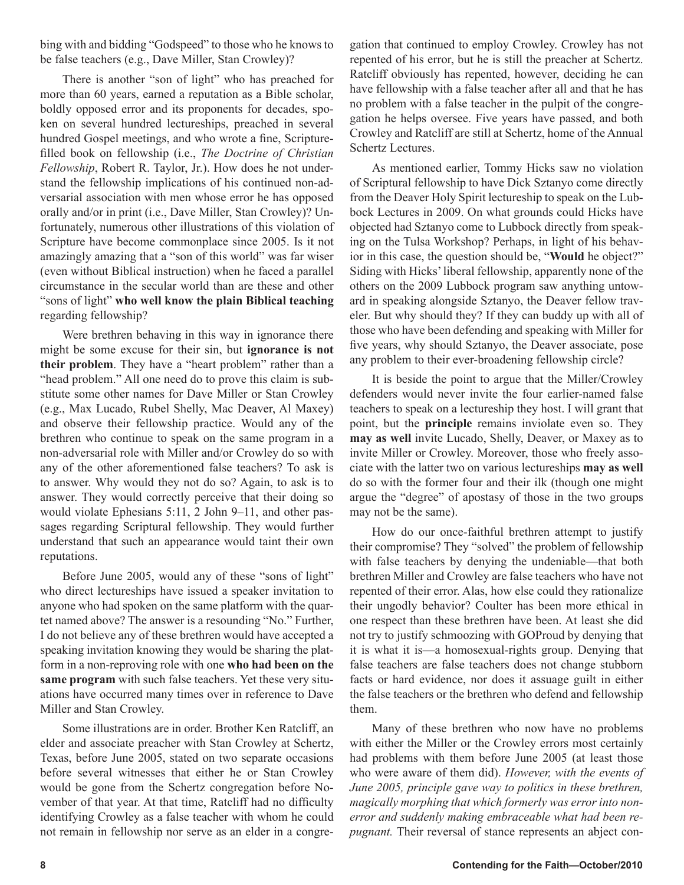bing with and bidding "Godspeed" to those who he knows to be false teachers (e.g., Dave Miller, Stan Crowley)?

There is another "son of light" who has preached for more than 60 years, earned a reputation as a Bible scholar, boldly opposed error and its proponents for decades, spoken on several hundred lectureships, preached in several hundred Gospel meetings, and who wrote a fine, Scripture-filled book on fellowship (i.e., *The Doctrine of Christian Fellowship*, Robert R. Taylor, Jr.). How does he not understand the fellowship implications of his continued non-adversarial association with men whose error he has opposed orally and/or in print (i.e., Dave Miller, Stan Crowley)? Unfortunately, numerous other illustrations of this violation of Scripture have become commonplace since 2005. Is it not amazingly amazing that a "son of this world" was far wiser (even without Biblical instruction) when he faced a parallel circumstance in the secular world than are these and other "sons of light" **who well know the plain Biblical teaching** regarding fellowship?

Were brethren behaving in this way in ignorance there might be some excuse for their sin, but **ignorance is not their problem**. They have a "heart problem" rather than a "head problem." All one need do to prove this claim is substitute some other names for Dave Miller or Stan Crowley (e.g., Max Lucado, Rubel Shelly, Mac Deaver, Al Maxey) and observe their fellowship practice. Would any of the brethren who continue to speak on the same program in a non-adversarial role with Miller and/or Crowley do so with any of the other aforementioned false teachers? To ask is to answer. Why would they not do so? Again, to ask is to answer. They would correctly perceive that their doing so would violate Ephesians 5:11, 2 John 9–11, and other passages regarding Scriptural fellowship. They would further understand that such an appearance would taint their own reputations.

Before June 2005, would any of these "sons of light" who direct lectureships have issued a speaker invitation to anyone who had spoken on the same platform with the quartet named above? The answer is a resounding "No." Further, I do not believe any of these brethren would have accepted a speaking invitation knowing they would be sharing the platform in a non-reproving role with one **who had been on the same program** with such false teachers. Yet these very situations have occurred many times over in reference to Dave Miller and Stan Crowley.

Some illustrations are in order. Brother Ken Ratcliff, an elder and associate preacher with Stan Crowley at Schertz, Texas, before June 2005, stated on two separate occasions before several witnesses that either he or Stan Crowley would be gone from the Schertz congregation before November of that year. At that time, Ratcliff had no difficulty identifying Crowley as a false teacher with whom he could not remain in fellowship nor serve as an elder in a congregation that continued to employ Crowley. Crowley has not repented of his error, but he is still the preacher at Schertz. Ratcliff obviously has repented, however, deciding he can have fellowship with a false teacher after all and that he has no problem with a false teacher in the pulpit of the congregation he helps oversee. Five years have passed, and both Crowley and Ratcliff are still at Schertz, home of the Annual Schertz Lectures.

As mentioned earlier, Tommy Hicks saw no violation of Scriptural fellowship to have Dick Sztanyo come directly from the Deaver Holy Spirit lectureship to speak on the Lubbock Lectures in 2009. On what grounds could Hicks have objected had Sztanyo come to Lubbock directly from speaking on the Tulsa Workshop? Perhaps, in light of his behavior in this case, the question should be, "**Would** he object?" Siding with Hicks' liberal fellowship, apparently none of the others on the 2009 Lubbock program saw anything untoward in speaking alongside Sztanyo, the Deaver fellow traveler. But why should they? If they can buddy up with all of those who have been defending and speaking with Miller for five years, why should Sztanyo, the Deaver associate, pose any problem to their ever-broadening fellowship circle?

It is beside the point to argue that the Miller/Crowley defenders would never invite the four earlier-named false teachers to speak on a lectureship they host. I will grant that point, but the **principle** remains inviolate even so. They **may as well** invite Lucado, Shelly, Deaver, or Maxey as to invite Miller or Crowley. Moreover, those who freely associate with the latter two on various lectureships **may as well** do so with the former four and their ilk (though one might argue the "degree" of apostasy of those in the two groups may not be the same).

How do our once-faithful brethren attempt to justify their compromise? They "solved" the problem of fellowship with false teachers by denying the undeniable—that both brethren Miller and Crowley are false teachers who have not repented of their error. Alas, how else could they rationalize their ungodly behavior? Coulter has been more ethical in one respect than these brethren have been. At least she did not try to justify schmoozing with GOProud by denying that it is what it is—a homosexual-rights group. Denying that false teachers are false teachers does not change stubborn facts or hard evidence, nor does it assuage guilt in either the false teachers or the brethren who defend and fellowship them.

Many of these brethren who now have no problems with either the Miller or the Crowley errors most certainly had problems with them before June 2005 (at least those who were aware of them did). *However, with the events of June 2005, principle gave way to politics in these brethren, magically morphing that which formerly was error into non-error and suddenly making embraceable what had been repugnant.* Their reversal of stance represents an abject con-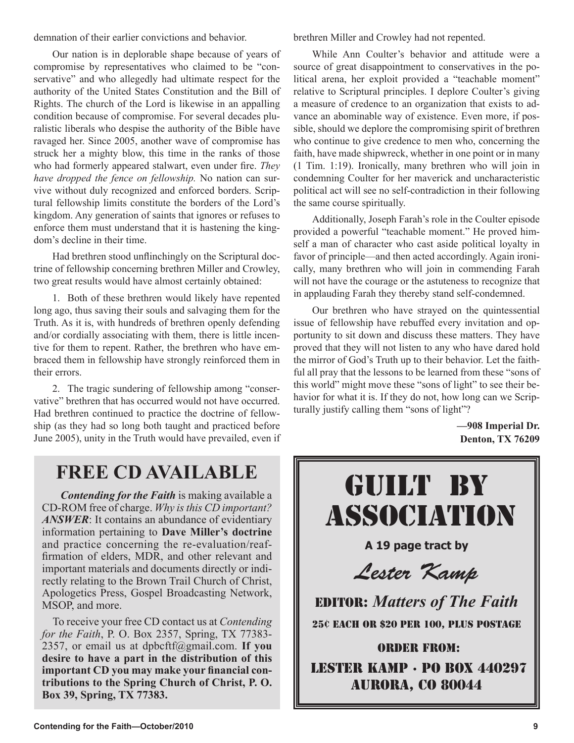demnation of their earlier convictions and behavior.

Our nation is in deplorable shape because of years of compromise by representatives who claimed to be "conservative" and who allegedly had ultimate respect for the authority of the United States Constitution and the Bill of Rights. The church of the Lord is likewise in an appalling condition because of compromise. For several decades pluralistic liberals who despise the authority of the Bible have ravaged her. Since 2005, another wave of compromise has struck her a mighty blow, this time in the ranks of those who had formerly appeared stalwart, even under fire. *They have dropped the fence on fellowship.* No nation can survive without duly recognized and enforced borders. Scriptural fellowship limits constitute the borders of the Lord's kingdom. Any generation of saints that ignores or refuses to enforce them must understand that it is hastening the kingdom's decline in their time.

Had brethren stood unflinchingly on the Scriptural doctrine of fellowship concerning brethren Miller and Crowley, two great results would have almost certainly obtained:

1. Both of these brethren would likely have repented long ago, thus saving their souls and salvaging them for the Truth. As it is, with hundreds of brethren openly defending and/or cordially associating with them, there is little incentive for them to repent. Rather, the brethren who have embraced them in fellowship have strongly reinforced them in their errors.

2. The tragic sundering of fellowship among "conservative" brethren that has occurred would not have occurred. Had brethren continued to practice the doctrine of fellowship (as they had so long both taught and practiced before June 2005), unity in the Truth would have prevailed, even if brethren Miller and Crowley had not repented.

While Ann Coulter's behavior and attitude were a source of great disappointment to conservatives in the political arena, her exploit provided a "teachable moment" relative to Scriptural principles. I deplore Coulter's giving a measure of credence to an organization that exists to advance an abominable way of existence. Even more, if possible, should we deplore the compromising spirit of brethren who continue to give credence to men who, concerning the faith, have made shipwreck, whether in one point or in many (1 Tim. 1:19). Ironically, many brethren who will join in condemning Coulter for her maverick and uncharacteristic political act will see no self-contradiction in their following the same course spiritually.

Additionally, Joseph Farah's role in the Coulter episode provided a powerful "teachable moment." He proved himself a man of character who cast aside political loyalty in favor of principle—and then acted accordingly. Again ironically, many brethren who will join in commending Farah will not have the courage or the astuteness to recognize that in applauding Farah they thereby stand self-condemned.

Our brethren who have strayed on the quintessential issue of fellowship have rebuffed every invitation and opportunity to sit down and discuss these matters. They have proved that they will not listen to any who have dared hold the mirror of God's Truth up to their behavior. Let the faithful all pray that the lessons to be learned from these "sons of this world" might move these "sons of light" to see their behavior for what it is. If they do not, how long can we Scripturally justify calling them "sons of light"?

**—908 Imperial Dr.**
**Denton, TX 76209**

## FREE CD AVAILABLE

***Contending for the Faith*** is making available a CD-ROM free of charge. *Why is this CD important?* ***ANSWER***: It contains an abundance of evidentiary information pertaining to **Dave Miller's doctrine** and practice concerning the re-evaluation/reaffirmation of elders, MDR, and other relevant and important materials and documents directly or indirectly relating to the Brown Trail Church of Christ, Apologetics Press, Gospel Broadcasting Network, MSOP, and more.

To receive your free CD contact us at *Contending for the Faith*, P. O. Box 2357, Spring, TX 77383-2357, or email us at dpbcftf@gmail.com. **If you desire to have a part in the distribution of this important CD you may make your financial contributions to the Spring Church of Christ, P. O. Box 39, Spring, TX 77383.**

## GUILT BY ASSOCIATION

**A 19 page tract by**

*Lester Kamp*

EDITOR: *Matters of The Faith*

25¢ EACH OR $20 PER 100, PLUS POSTAGE

ORDER FROM:

LESTER KAMP · PO BOX 440297
AURORA, CO 80044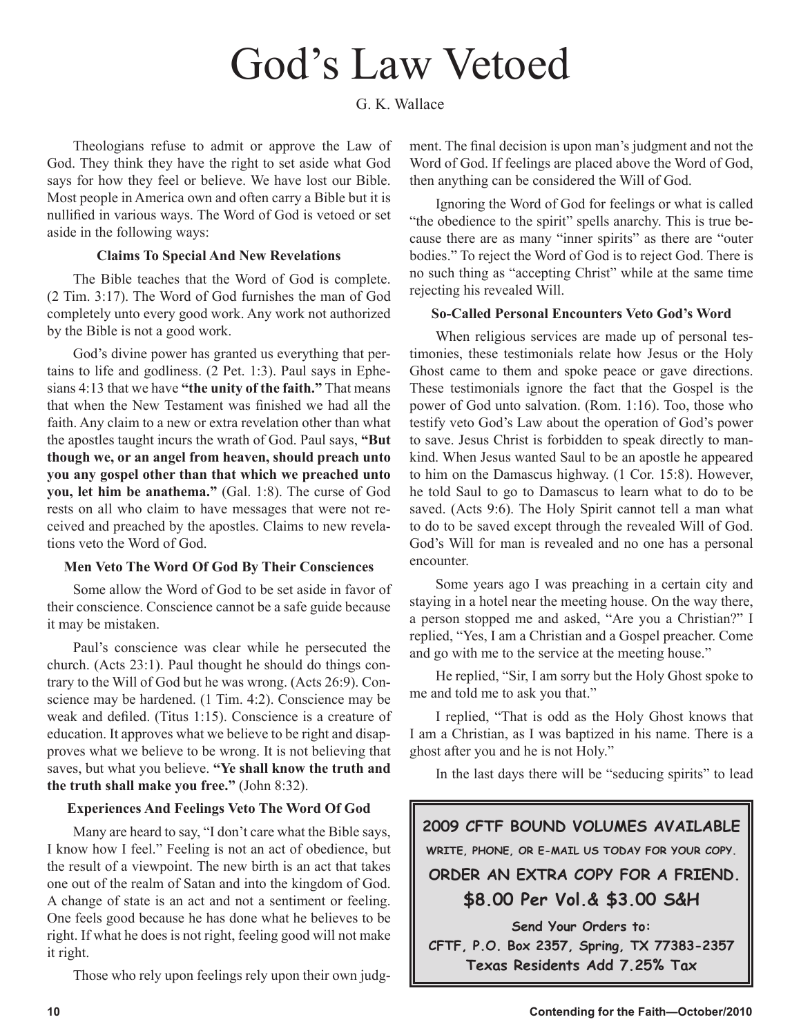# God's Law Vetoed

G. K. Wallace

Theologians refuse to admit or approve the Law of God. They think they have the right to set aside what God says for how they feel or believe. We have lost our Bible. Most people in America own and often carry a Bible but it is nullified in various ways. The Word of God is vetoed or set aside in the following ways:

**Claims To Special And New Revelations**

The Bible teaches that the Word of God is complete. (2 Tim. 3:17). The Word of God furnishes the man of God completely unto every good work. Any work not authorized by the Bible is not a good work.

God's divine power has granted us everything that pertains to life and godliness. (2 Pet. 1:3). Paul says in Ephesians 4:13 that we have **"the unity of the faith."** That means that when the New Testament was finished we had all the faith. Any claim to a new or extra revelation other than what the apostles taught incurs the wrath of God. Paul says, **"But though we, or an angel from heaven, should preach unto you any gospel other than that which we preached unto you, let him be anathema."** (Gal. 1:8). The curse of God rests on all who claim to have messages that were not received and preached by the apostles. Claims to new revelations veto the Word of God.

**Men Veto The Word Of God By Their Consciences**

Some allow the Word of God to be set aside in favor of their conscience. Conscience cannot be a safe guide because it may be mistaken.

Paul's conscience was clear while he persecuted the church. (Acts 23:1). Paul thought he should do things contrary to the Will of God but he was wrong. (Acts 26:9). Conscience may be hardened. (1 Tim. 4:2). Conscience may be weak and defiled. (Titus 1:15). Conscience is a creature of education. It approves what we believe to be right and disapproves what we believe to be wrong. It is not believing that saves, but what you believe. **"Ye shall know the truth and the truth shall make you free."** (John 8:32).

**Experiences And Feelings Veto The Word Of God**

Many are heard to say, "I don't care what the Bible says, I know how I feel." Feeling is not an act of obedience, but the result of a viewpoint. The new birth is an act that takes one out of the realm of Satan and into the kingdom of God. A change of state is an act and not a sentiment or feeling. One feels good because he has done what he believes to be right. If what he does is not right, feeling good will not make it right.

Those who rely upon feelings rely upon their own judgment. The final decision is upon man's judgment and not the Word of God. If feelings are placed above the Word of God, then anything can be considered the Will of God.

Ignoring the Word of God for feelings or what is called "the obedience to the spirit" spells anarchy. This is true because there are as many "inner spirits" as there are "outer bodies." To reject the Word of God is to reject God. There is no such thing as "accepting Christ" while at the same time rejecting his revealed Will.

**So-Called Personal Encounters Veto God's Word**

When religious services are made up of personal testimonies, these testimonials relate how Jesus or the Holy Ghost came to them and spoke peace or gave directions. These testimonials ignore the fact that the Gospel is the power of God unto salvation. (Rom. 1:16). Too, those who testify veto God's Law about the operation of God's power to save. Jesus Christ is forbidden to speak directly to mankind. When Jesus wanted Saul to be an apostle he appeared to him on the Damascus highway. (1 Cor. 15:8). However, he told Saul to go to Damascus to learn what to do to be saved. (Acts 9:6). The Holy Spirit cannot tell a man what to do to be saved except through the revealed Will of God. God's Will for man is revealed and no one has a personal encounter.

Some years ago I was preaching in a certain city and staying in a hotel near the meeting house. On the way there, a person stopped me and asked, "Are you a Christian?" I replied, "Yes, I am a Christian and a Gospel preacher. Come and go with me to the service at the meeting house."

He replied, "Sir, I am sorry but the Holy Ghost spoke to me and told me to ask you that."

I replied, "That is odd as the Holy Ghost knows that I am a Christian, as I was baptized in his name. There is a ghost after you and he is not Holy."

In the last days there will be "seducing spirits" to lead

---

**2009 CFTF BOUND VOLUMES AVAILABLE**

**WRITE, PHONE, OR E-MAIL US TODAY FOR YOUR COPY.**

**ORDER AN EXTRA COPY FOR A FRIEND.**

**$8.00 Per Vol.& $3.00 S&H**

**Send Your Orders to:**

**CFTF, P.O. Box 2357, Spring, TX 77383-2357**

**Texas Residents Add 7.25% Tax**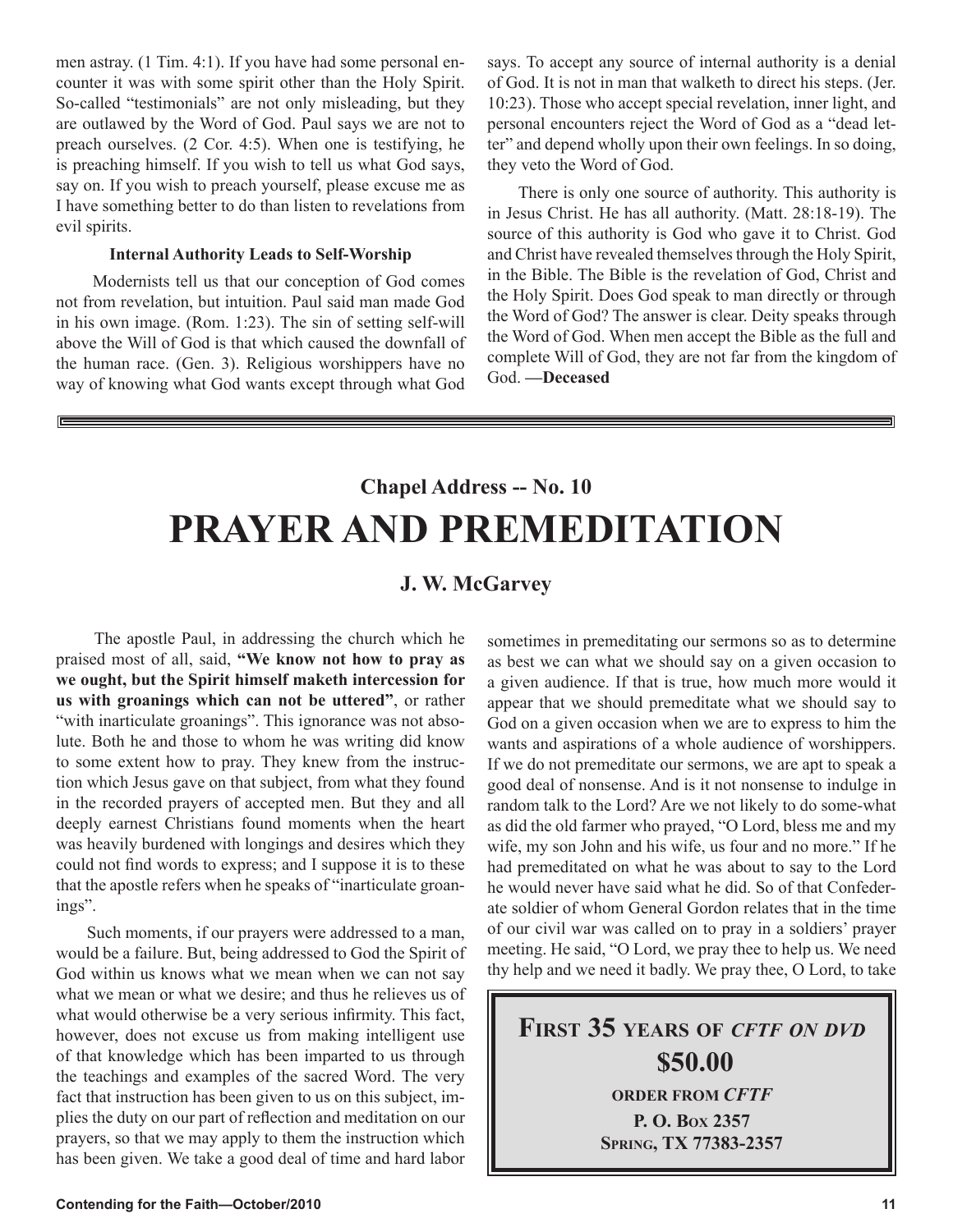men astray. (1 Tim. 4:1). If you have had some personal encounter it was with some spirit other than the Holy Spirit. So-called "testimonials" are not only misleading, but they are outlawed by the Word of God. Paul says we are not to preach ourselves. (2 Cor. 4:5). When one is testifying, he is preaching himself. If you wish to tell us what God says, say on. If you wish to preach yourself, please excuse me as I have something better to do than listen to revelations from evil spirits.

**Internal Authority Leads to Self-Worship**

Modernists tell us that our conception of God comes not from revelation, but intuition. Paul said man made God in his own image. (Rom. 1:23). The sin of setting self-will above the Will of God is that which caused the downfall of the human race. (Gen. 3). Religious worshippers have no way of knowing what God wants except through what God says. To accept any source of internal authority is a denial of God. It is not in man that walketh to direct his steps. (Jer. 10:23). Those who accept special revelation, inner light, and personal encounters reject the Word of God as a "dead letter" and depend wholly upon their own feelings. In so doing, they veto the Word of God.

There is only one source of authority. This authority is in Jesus Christ. He has all authority. (Matt. 28:18-19). The source of this authority is God who gave it to Christ. God and Christ have revealed themselves through the Holy Spirit, in the Bible. The Bible is the revelation of God, Christ and the Holy Spirit. Does God speak to man directly or through the Word of God? The answer is clear. Deity speaks through the Word of God. When men accept the Bible as the full and complete Will of God, they are not far from the kingdom of God. **—Deceased**

---

### Chapel Address -- No. 10

# PRAYER AND PREMEDITATION

### J. W. McGarvey

The apostle Paul, in addressing the church which he praised most of all, said, **"We know not how to pray as we ought, but the Spirit himself maketh intercession for us with groanings which can not be uttered"**, or rather "with inarticulate groanings". This ignorance was not absolute. Both he and those to whom he was writing did know to some extent how to pray. They knew from the instruction which Jesus gave on that subject, from what they found in the recorded prayers of accepted men. But they and all deeply earnest Christians found moments when the heart was heavily burdened with longings and desires which they could not find words to express; and I suppose it is to these that the apostle refers when he speaks of "inarticulate groanings".

Such moments, if our prayers were addressed to a man, would be a failure. But, being addressed to God the Spirit of God within us knows what we mean when we can not say what we mean or what we desire; and thus he relieves us of what would otherwise be a very serious infirmity. This fact, however, does not excuse us from making intelligent use of that knowledge which has been imparted to us through the teachings and examples of the sacred Word. The very fact that instruction has been given to us on this subject, implies the duty on our part of reflection and meditation on our prayers, so that we may apply to them the instruction which has been given. We take a good deal of time and hard labor sometimes in premeditating our sermons so as to determine as best we can what we should say on a given occasion to a given audience. If that is true, how much more would it appear that we should premeditate what we should say to God on a given occasion when we are to express to him the wants and aspirations of a whole audience of worshippers. If we do not premeditate our sermons, we are apt to speak a good deal of nonsense. And is it not nonsense to indulge in random talk to the Lord? Are we not likely to do some-what as did the old farmer who prayed, "O Lord, bless me and my wife, my son John and his wife, us four and no more." If he had premeditated on what he was about to say to the Lord he would never have said what he did. So of that Confederate soldier of whom General Gordon relates that in the time of our civil war was called on to pray in a soldiers' prayer meeting. He said, "O Lord, we pray thee to help us. We need thy help and we need it badly. We pray thee, O Lord, to take

---

**FIRST 35 YEARS OF *CFTF ON DVD***

**$50.00**

**ORDER FROM *CFTF***

**P. O. BOX 2357**

**SPRING, TX 77383-2357**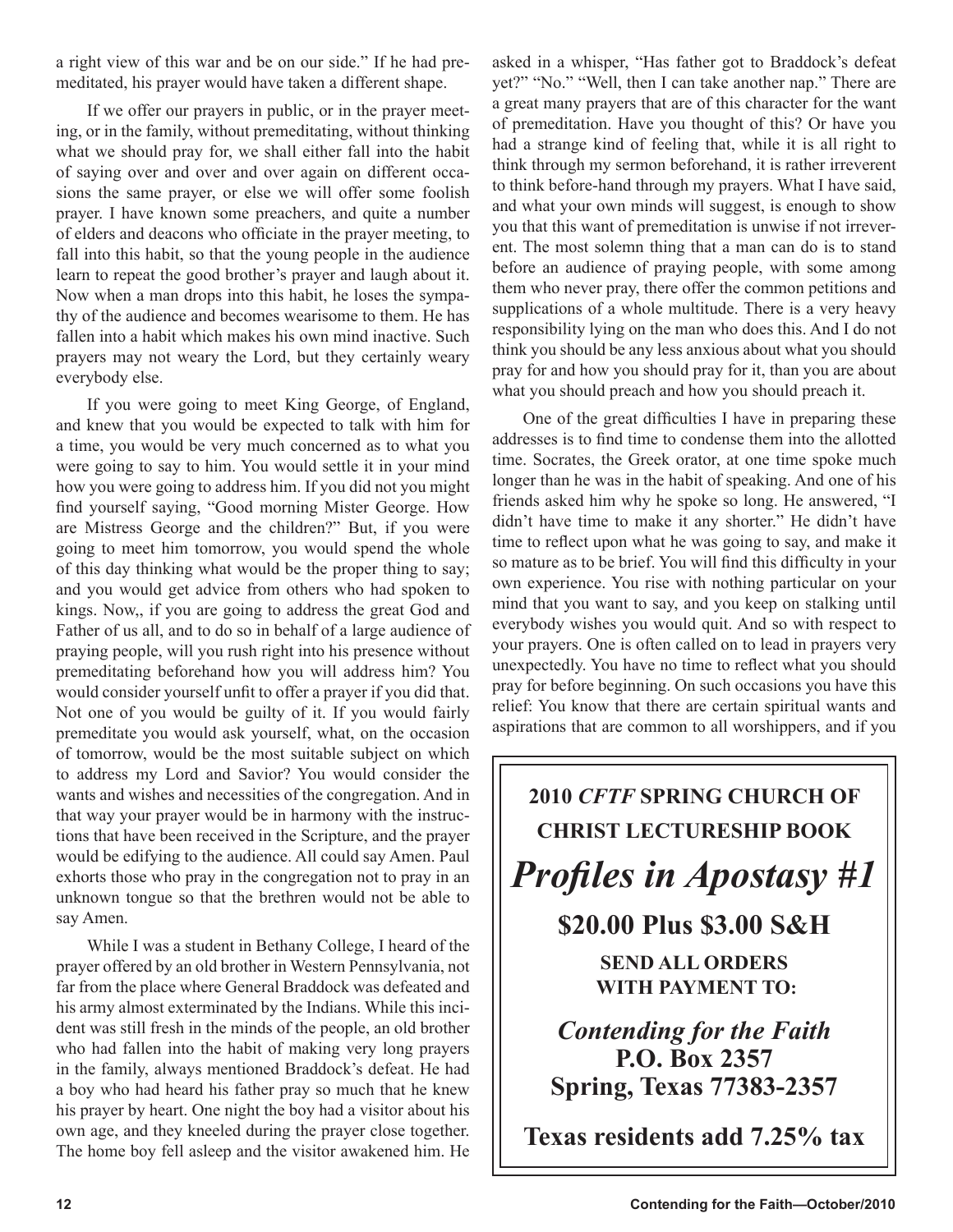a right view of this war and be on our side." If he had premeditated, his prayer would have taken a different shape.

If we offer our prayers in public, or in the prayer meeting, or in the family, without premeditating, without thinking what we should pray for, we shall either fall into the habit of saying over and over and over again on different occasions the same prayer, or else we will offer some foolish prayer. I have known some preachers, and quite a number of elders and deacons who officiate in the prayer meeting, to fall into this habit, so that the young people in the audience learn to repeat the good brother's prayer and laugh about it. Now when a man drops into this habit, he loses the sympathy of the audience and becomes wearisome to them. He has fallen into a habit which makes his own mind inactive. Such prayers may not weary the Lord, but they certainly weary everybody else.

If you were going to meet King George, of England, and knew that you would be expected to talk with him for a time, you would be very much concerned as to what you were going to say to him. You would settle it in your mind how you were going to address him. If you did not you might find yourself saying, "Good morning Mister George. How are Mistress George and the children?" But, if you were going to meet him tomorrow, you would spend the whole of this day thinking what would be the proper thing to say; and you would get advice from others who had spoken to kings. Now,, if you are going to address the great God and Father of us all, and to do so in behalf of a large audience of praying people, will you rush right into his presence without premeditating beforehand how you will address him? You would consider yourself unfit to offer a prayer if you did that. Not one of you would be guilty of it. If you would fairly premeditate you would ask yourself, what, on the occasion of tomorrow, would be the most suitable subject on which to address my Lord and Savior? You would consider the wants and wishes and necessities of the congregation. And in that way your prayer would be in harmony with the instructions that have been received in the Scripture, and the prayer would be edifying to the audience. All could say Amen. Paul exhorts those who pray in the congregation not to pray in an unknown tongue so that the brethren would not be able to say Amen.

While I was a student in Bethany College, I heard of the prayer offered by an old brother in Western Pennsylvania, not far from the place where General Braddock was defeated and his army almost exterminated by the Indians. While this incident was still fresh in the minds of the people, an old brother who had fallen into the habit of making very long prayers in the family, always mentioned Braddock's defeat. He had a boy who had heard his father pray so much that he knew his prayer by heart. One night the boy had a visitor about his own age, and they kneeled during the prayer close together. The home boy fell asleep and the visitor awakened him. He asked in a whisper, "Has father got to Braddock's defeat yet?" "No." "Well, then I can take another nap." There are a great many prayers that are of this character for the want of premeditation. Have you thought of this? Or have you had a strange kind of feeling that, while it is all right to think through my sermon beforehand, it is rather irreverent to think before-hand through my prayers. What I have said, and what your own minds will suggest, is enough to show you that this want of premeditation is unwise if not irreverent. The most solemn thing that a man can do is to stand before an audience of praying people, with some among them who never pray, there offer the common petitions and supplications of a whole multitude. There is a very heavy responsibility lying on the man who does this. And I do not think you should be any less anxious about what you should pray for and how you should pray for it, than you are about what you should preach and how you should preach it.

One of the great difficulties I have in preparing these addresses is to find time to condense them into the allotted time. Socrates, the Greek orator, at one time spoke much longer than he was in the habit of speaking. And one of his friends asked him why he spoke so long. He answered, "I didn't have time to make it any shorter." He didn't have time to reflect upon what he was going to say, and make it so mature as to be brief. You will find this difficulty in your own experience. You rise with nothing particular on your mind that you want to say, and you keep on stalking until everybody wishes you would quit. And so with respect to your prayers. One is often called on to lead in prayers very unexpectedly. You have no time to reflect what you should pray for before beginning. On such occasions you have this relief: You know that there are certain spiritual wants and aspirations that are common to all worshippers, and if you

**2010 *CFTF* SPRING CHURCH OF CHRIST LECTURESHIP BOOK**

***Profiles in Apostasy #1***

**$20.00 Plus $3.00 S&H**

**SEND ALL ORDERS WITH PAYMENT TO:**

***Contending for the Faith***
**P.O. Box 2357**
**Spring, Texas 77383-2357**

**Texas residents add 7.25% tax**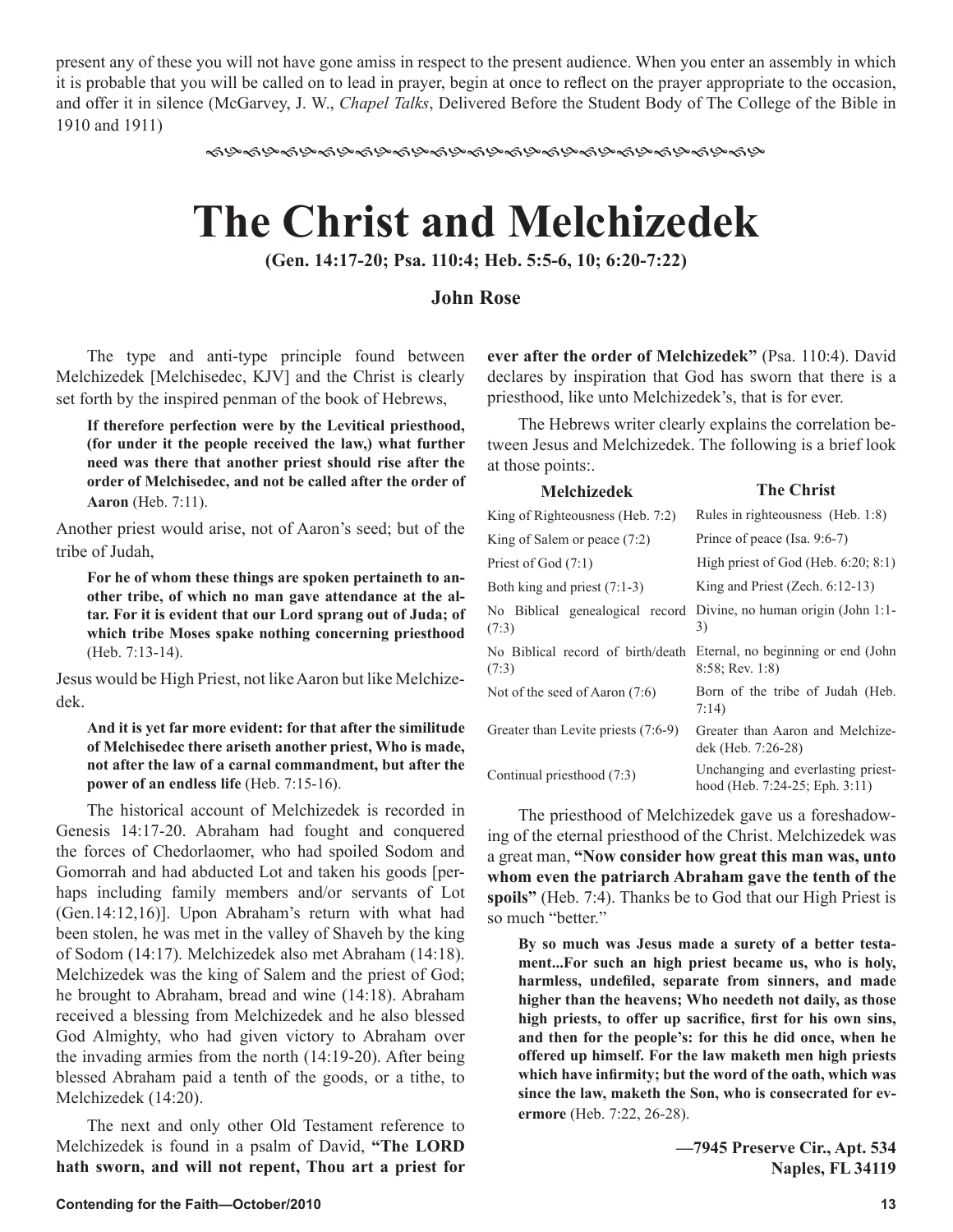present any of these you will not have gone amiss in respect to the present audience. When you enter an assembly in which it is probable that you will be called on to lead in prayer, begin at once to reflect on the prayer appropriate to the occasion, and offer it in silence (McGarvey, J. W., *Chapel Talks*, Delivered Before the Student Body of The College of the Bible in 1910 and 1911)

# The Christ and Melchizedek

**(Gen. 14:17-20; Psa. 110:4; Heb. 5:5-6, 10; 6:20-7:22)**

**John Rose**

The type and anti-type principle found between Melchizedek [Melchisedec, KJV] and the Christ is clearly set forth by the inspired penman of the book of Hebrews,

> **If therefore perfection were by the Levitical priesthood, (for under it the people received the law,) what further need was there that another priest should rise after the order of Melchisedec, and not be called after the order of Aaron** (Heb. 7:11).

Another priest would arise, not of Aaron's seed; but of the tribe of Judah,

> **For he of whom these things are spoken pertaineth to another tribe, of which no man gave attendance at the altar. For it is evident that our Lord sprang out of Juda; of which tribe Moses spake nothing concerning priesthood** (Heb. 7:13-14).

Jesus would be High Priest, not like Aaron but like Melchizedek.

> **And it is yet far more evident: for that after the similitude of Melchisedec there ariseth another priest, Who is made, not after the law of a carnal commandment, but after the power of an endless life** (Heb. 7:15-16).

The historical account of Melchizedek is recorded in Genesis 14:17-20. Abraham had fought and conquered the forces of Chedorlaomer, who had spoiled Sodom and Gomorrah and had abducted Lot and taken his goods [perhaps including family members and/or servants of Lot (Gen.14:12,16)]. Upon Abraham's return with what had been stolen, he was met in the valley of Shaveh by the king of Sodom (14:17). Melchizedek also met Abraham (14:18). Melchizedek was the king of Salem and the priest of God; he brought to Abraham, bread and wine (14:18). Abraham received a blessing from Melchizedek and he also blessed God Almighty, who had given victory to Abraham over the invading armies from the north (14:19-20). After being blessed Abraham paid a tenth of the goods, or a tithe, to Melchizedek (14:20).

The next and only other Old Testament reference to Melchizedek is found in a psalm of David, **"The LORD hath sworn, and will not repent, Thou art a priest for ever after the order of Melchizedek"** (Psa. 110:4). David declares by inspiration that God has sworn that there is a priesthood, like unto Melchizedek's, that is for ever.

The Hebrews writer clearly explains the correlation between Jesus and Melchizedek. The following is a brief look at those points:.

| Melchizedek | The Christ |
|---|---|
| King of Righteousness (Heb. 7:2) | Rules in righteousness (Heb. 1:8) |
| King of Salem or peace (7:2) | Prince of peace (Isa. 9:6-7) |
| Priest of God (7:1) | High priest of God (Heb. 6:20; 8:1) |
| Both king and priest (7:1-3) | King and Priest (Zech. 6:12-13) |
| No Biblical genealogical record (7:3) | Divine, no human origin (John 1:1-3) |
| No Biblical record of birth/death (7:3) | Eternal, no beginning or end (John 8:58; Rev. 1:8) |
| Not of the seed of Aaron (7:6) | Born of the tribe of Judah (Heb. 7:14) |
| Greater than Levite priests (7:6-9) | Greater than Aaron and Melchizedek (Heb. 7:26-28) |
| Continual priesthood (7:3) | Unchanging and everlasting priesthood (Heb. 7:24-25; Eph. 3:11) |

The priesthood of Melchizedek gave us a foreshadowing of the eternal priesthood of the Christ. Melchizedek was a great man, **"Now consider how great this man was, unto whom even the patriarch Abraham gave the tenth of the spoils"** (Heb. 7:4). Thanks be to God that our High Priest is so much "better."

> **By so much was Jesus made a surety of a better testament...For such an high priest became us, who is holy, harmless, undefiled, separate from sinners, and made higher than the heavens; Who needeth not daily, as those high priests, to offer up sacrifice, first for his own sins, and then for the people's: for this he did once, when he offered up himself. For the law maketh men high priests which have infirmity; but the word of the oath, which was since the law, maketh the Son, who is consecrated for evermore** (Heb. 7:22, 26-28).

**—7945 Preserve Cir., Apt. 534**
**Naples, FL 34119**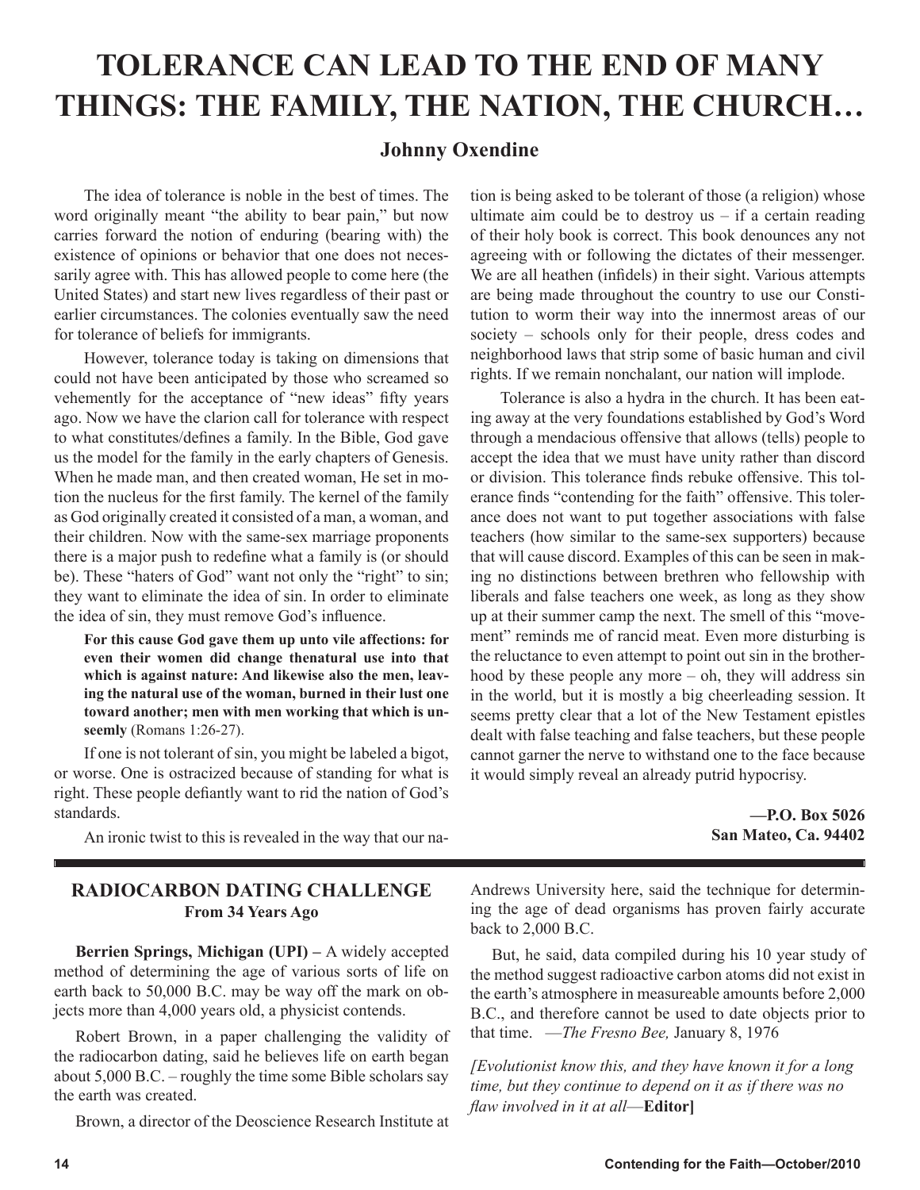# TOLERANCE CAN LEAD TO THE END OF MANY THINGS: THE FAMILY, THE NATION, THE CHURCH…

### Johnny Oxendine

The idea of tolerance is noble in the best of times. The word originally meant "the ability to bear pain," but now carries forward the notion of enduring (bearing with) the existence of opinions or behavior that one does not necessarily agree with. This has allowed people to come here (the United States) and start new lives regardless of their past or earlier circumstances. The colonies eventually saw the need for tolerance of beliefs for immigrants.

However, tolerance today is taking on dimensions that could not have been anticipated by those who screamed so vehemently for the acceptance of "new ideas" fifty years ago. Now we have the clarion call for tolerance with respect to what constitutes/defines a family. In the Bible, God gave us the model for the family in the early chapters of Genesis. When he made man, and then created woman, He set in motion the nucleus for the first family. The kernel of the family as God originally created it consisted of a man, a woman, and their children. Now with the same-sex marriage proponents there is a major push to redefine what a family is (or should be). These "haters of God" want not only the "right" to sin; they want to eliminate the idea of sin. In order to eliminate the idea of sin, they must remove God's influence.

> **For this cause God gave them up unto vile affections: for even their women did change thenatural use into that which is against nature: And likewise also the men, leaving the natural use of the woman, burned in their lust one toward another; men with men working that which is unseemly** (Romans 1:26-27).

If one is not tolerant of sin, you might be labeled a bigot, or worse. One is ostracized because of standing for what is right. These people defiantly want to rid the nation of God's standards.

An ironic twist to this is revealed in the way that our nation is being asked to be tolerant of those (a religion) whose ultimate aim could be to destroy us – if a certain reading of their holy book is correct. This book denounces any not agreeing with or following the dictates of their messenger. We are all heathen (infidels) in their sight. Various attempts are being made throughout the country to use our Constitution to worm their way into the innermost areas of our society – schools only for their people, dress codes and neighborhood laws that strip some of basic human and civil rights. If we remain nonchalant, our nation will implode.

Tolerance is also a hydra in the church. It has been eating away at the very foundations established by God's Word through a mendacious offensive that allows (tells) people to accept the idea that we must have unity rather than discord or division. This tolerance finds rebuke offensive. This tolerance finds "contending for the faith" offensive. This tolerance does not want to put together associations with false teachers (how similar to the same-sex supporters) because that will cause discord. Examples of this can be seen in making no distinctions between brethren who fellowship with liberals and false teachers one week, as long as they show up at their summer camp the next. The smell of this "movement" reminds me of rancid meat. Even more disturbing is the reluctance to even attempt to point out sin in the brotherhood by these people any more – oh, they will address sin in the world, but it is mostly a big cheerleading session. It seems pretty clear that a lot of the New Testament epistles dealt with false teaching and false teachers, but these people cannot garner the nerve to withstand one to the face because it would simply reveal an already putrid hypocrisy.

**—P.O. Box 5026**
**San Mateo, Ca. 94402**

---

## RADIOCARBON DATING CHALLENGE

### From 34 Years Ago

**Berrien Springs, Michigan (UPI) –** A widely accepted method of determining the age of various sorts of life on earth back to 50,000 B.C. may be way off the mark on objects more than 4,000 years old, a physicist contends.

Robert Brown, in a paper challenging the validity of the radiocarbon dating, said he believes life on earth began about 5,000 B.C. – roughly the time some Bible scholars say the earth was created.

Brown, a director of the Deoscience Research Institute at Andrews University here, said the technique for determining the age of dead organisms has proven fairly accurate back to 2,000 B.C.

But, he said, data compiled during his 10 year study of the method suggest radioactive carbon atoms did not exist in the earth's atmosphere in measureable amounts before 2,000 B.C., and therefore cannot be used to date objects prior to that time. —*The Fresno Bee,* January 8, 1976

*[Evolutionist know this, and they have known it for a long time, but they continue to depend on it as if there was no flaw involved in it at all*—**Editor]**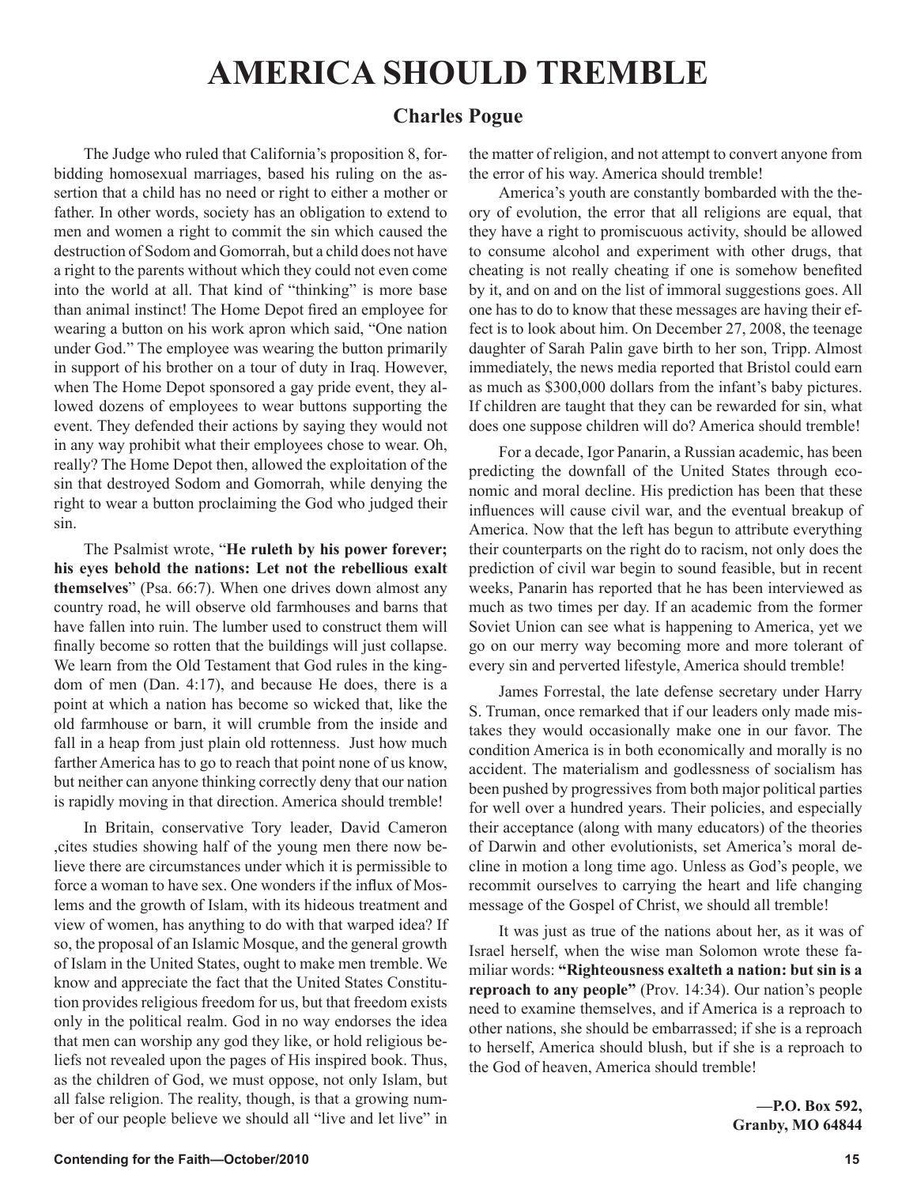# AMERICA SHOULD TREMBLE

## Charles Pogue

The Judge who ruled that California's proposition 8, forbidding homosexual marriages, based his ruling on the assertion that a child has no need or right to either a mother or father. In other words, society has an obligation to extend to men and women a right to commit the sin which caused the destruction of Sodom and Gomorrah, but a child does not have a right to the parents without which they could not even come into the world at all. That kind of "thinking" is more base than animal instinct! The Home Depot fired an employee for wearing a button on his work apron which said, "One nation under God." The employee was wearing the button primarily in support of his brother on a tour of duty in Iraq. However, when The Home Depot sponsored a gay pride event, they allowed dozens of employees to wear buttons supporting the event. They defended their actions by saying they would not in any way prohibit what their employees chose to wear. Oh, really? The Home Depot then, allowed the exploitation of the sin that destroyed Sodom and Gomorrah, while denying the right to wear a button proclaiming the God who judged their sin.

The Psalmist wrote, "**He ruleth by his power forever; his eyes behold the nations: Let not the rebellious exalt themselves**" (Psa. 66:7). When one drives down almost any country road, he will observe old farmhouses and barns that have fallen into ruin. The lumber used to construct them will finally become so rotten that the buildings will just collapse. We learn from the Old Testament that God rules in the kingdom of men (Dan. 4:17), and because He does, there is a point at which a nation has become so wicked that, like the old farmhouse or barn, it will crumble from the inside and fall in a heap from just plain old rottenness. Just how much farther America has to go to reach that point none of us know, but neither can anyone thinking correctly deny that our nation is rapidly moving in that direction. America should tremble!

In Britain, conservative Tory leader, David Cameron ,cites studies showing half of the young men there now believe there are circumstances under which it is permissible to force a woman to have sex. One wonders if the influx of Moslems and the growth of Islam, with its hideous treatment and view of women, has anything to do with that warped idea? If so, the proposal of an Islamic Mosque, and the general growth of Islam in the United States, ought to make men tremble. We know and appreciate the fact that the United States Constitution provides religious freedom for us, but that freedom exists only in the political realm. God in no way endorses the idea that men can worship any god they like, or hold religious beliefs not revealed upon the pages of His inspired book. Thus, as the children of God, we must oppose, not only Islam, but all false religion. The reality, though, is that a growing number of our people believe we should all "live and let live" in the matter of religion, and not attempt to convert anyone from the error of his way. America should tremble!

America's youth are constantly bombarded with the theory of evolution, the error that all religions are equal, that they have a right to promiscuous activity, should be allowed to consume alcohol and experiment with other drugs, that cheating is not really cheating if one is somehow benefited by it, and on and on the list of immoral suggestions goes. All one has to do to know that these messages are having their effect is to look about him. On December 27, 2008, the teenage daughter of Sarah Palin gave birth to her son, Tripp. Almost immediately, the news media reported that Bristol could earn as much as $300,000 dollars from the infant's baby pictures. If children are taught that they can be rewarded for sin, what does one suppose children will do? America should tremble!

For a decade, Igor Panarin, a Russian academic, has been predicting the downfall of the United States through economic and moral decline. His prediction has been that these influences will cause civil war, and the eventual breakup of America. Now that the left has begun to attribute everything their counterparts on the right do to racism, not only does the prediction of civil war begin to sound feasible, but in recent weeks, Panarin has reported that he has been interviewed as much as two times per day. If an academic from the former Soviet Union can see what is happening to America, yet we go on our merry way becoming more and more tolerant of every sin and perverted lifestyle, America should tremble!

James Forrestal, the late defense secretary under Harry S. Truman, once remarked that if our leaders only made mistakes they would occasionally make one in our favor. The condition America is in both economically and morally is no accident. The materialism and godlessness of socialism has been pushed by progressives from both major political parties for well over a hundred years. Their policies, and especially their acceptance (along with many educators) of the theories of Darwin and other evolutionists, set America's moral decline in motion a long time ago. Unless as God's people, we recommit ourselves to carrying the heart and life changing message of the Gospel of Christ, we should all tremble!

It was just as true of the nations about her, as it was of Israel herself, when the wise man Solomon wrote these familiar words: **"Righteousness exalteth a nation: but sin is a reproach to any people"** (Prov. 14:34). Our nation's people need to examine themselves, and if America is a reproach to other nations, she should be embarrassed; if she is a reproach to herself, America should blush, but if she is a reproach to the God of heaven, America should tremble!

**—P.O. Box 592,**
**Granby, MO 64844**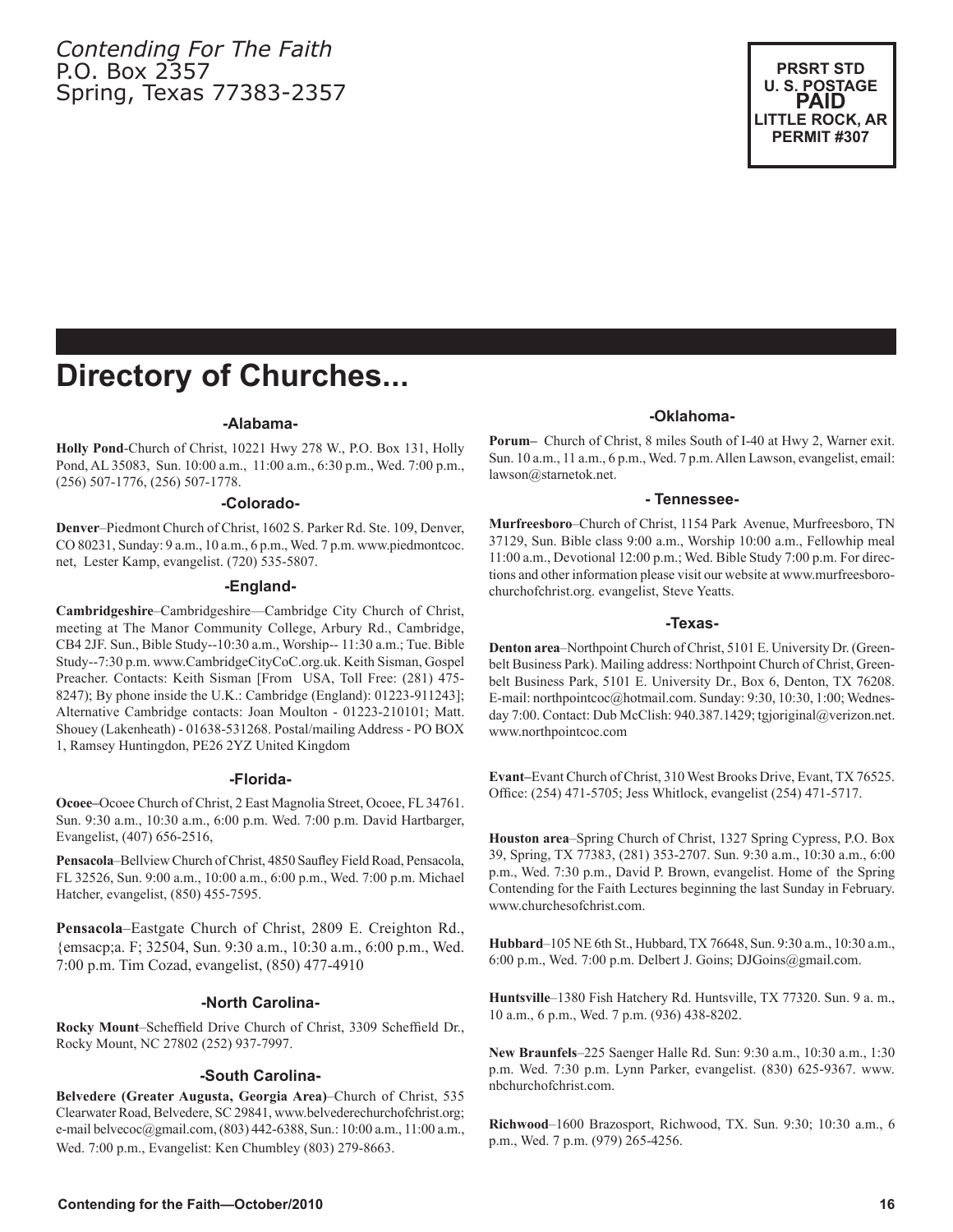*Contending For The Faith*
P.O. Box 2357
Spring, Texas 77383-2357

PRSRT STD
U. S. POSTAGE
**PAID**
LITTLE ROCK, AR
PERMIT #307

# Directory of Churches...

### -Alabama-

**Holly Pond**-Church of Christ, 10221 Hwy 278 W., P.O. Box 131, Holly Pond, AL 35083, Sun. 10:00 a.m., 11:00 a.m., 6:30 p.m., Wed. 7:00 p.m., (256) 507-1776, (256) 507-1778.

### -Colorado-

**Denver**–Piedmont Church of Christ, 1602 S. Parker Rd. Ste. 109, Denver, CO 80231, Sunday: 9 a.m., 10 a.m., 6 p.m., Wed. 7 p.m. www.piedmontcoc.net, Lester Kamp, evangelist. (720) 535-5807.

### -England-

**Cambridgeshire**–Cambridgeshire—Cambridge City Church of Christ, meeting at The Manor Community College, Arbury Rd., Cambridge, CB4 2JF. Sun., Bible Study--10:30 a.m., Worship-- 11:30 a.m.; Tue. Bible Study--7:30 p.m. www.CambridgeCityCoC.org.uk. Keith Sisman, Gospel Preacher. Contacts: Keith Sisman [From USA, Toll Free: (281) 475-8247); By phone inside the U.K.: Cambridge (England): 01223-911243]; Alternative Cambridge contacts: Joan Moulton - 01223-210101; Matt. Shouey (Lakenheath) - 01638-531268. Postal/mailing Address - PO BOX 1, Ramsey Huntingdon, PE26 2YZ United Kingdom

### -Florida-

**Ocoee–**Ocoee Church of Christ, 2 East Magnolia Street, Ocoee, FL 34761. Sun. 9:30 a.m., 10:30 a.m., 6:00 p.m. Wed. 7:00 p.m. David Hartbarger, Evangelist, (407) 656-2516,

**Pensacola**–Bellview Church of Christ, 4850 Saufley Field Road, Pensacola, FL 32526, Sun. 9:00 a.m., 10:00 a.m., 6:00 p.m., Wed. 7:00 p.m. Michael Hatcher, evangelist, (850) 455-7595.

**Pensacola**–Eastgate Church of Christ, 2809 E. Creighton Rd., {emsacp;a. F; 32504, Sun. 9:30 a.m., 10:30 a.m., 6:00 p.m., Wed. 7:00 p.m. Tim Cozad, evangelist, (850) 477-4910

### -North Carolina-

**Rocky Mount**–Scheffield Drive Church of Christ, 3309 Scheffield Dr., Rocky Mount, NC 27802 (252) 937-7997.

### -South Carolina-

**Belvedere (Greater Augusta, Georgia Area)**–Church of Christ, 535 Clearwater Road, Belvedere, SC 29841, www.belvederechurchofchrist.org; e-mail belvecoc@gmail.com, (803) 442-6388, Sun.: 10:00 a.m., 11:00 a.m., Wed. 7:00 p.m., Evangelist: Ken Chumbley (803) 279-8663.

### -Oklahoma-

**Porum–** Church of Christ, 8 miles South of I-40 at Hwy 2, Warner exit. Sun. 10 a.m., 11 a.m., 6 p.m., Wed. 7 p.m. Allen Lawson, evangelist, email: lawson@starnetok.net.

### - Tennessee-

**Murfreesboro**–Church of Christ, 1154 Park Avenue, Murfreesboro, TN 37129, Sun. Bible class 9:00 a.m., Worship 10:00 a.m., Fellowhip meal 11:00 a.m., Devotional 12:00 p.m.; Wed. Bible Study 7:00 p.m. For directions and other information please visit our website at www.murfreesborochurchofchrist.org. evangelist, Steve Yeatts.

### -Texas-

**Denton area**–Northpoint Church of Christ, 5101 E. University Dr. (Greenbelt Business Park). Mailing address: Northpoint Church of Christ, Greenbelt Business Park, 5101 E. University Dr., Box 6, Denton, TX 76208. E-mail: northpointcoc@hotmail.com. Sunday: 9:30, 10:30, 1:00; Wednesday 7:00. Contact: Dub McClish: 940.387.1429; tgjoriginal@verizon.net. www.northpointcoc.com

**Evant–**Evant Church of Christ, 310 West Brooks Drive, Evant, TX 76525. Office: (254) 471-5705; Jess Whitlock, evangelist (254) 471-5717.

**Houston area**–Spring Church of Christ, 1327 Spring Cypress, P.O. Box 39, Spring, TX 77383, (281) 353-2707. Sun. 9:30 a.m., 10:30 a.m., 6:00 p.m., Wed. 7:30 p.m., David P. Brown, evangelist. Home of the Spring Contending for the Faith Lectures beginning the last Sunday in February. www.churchesofchrist.com.

**Hubbard**–105 NE 6th St., Hubbard, TX 76648, Sun. 9:30 a.m., 10:30 a.m., 6:00 p.m., Wed. 7:00 p.m. Delbert J. Goins; DJGoins@gmail.com.

**Huntsville**–1380 Fish Hatchery Rd. Huntsville, TX 77320. Sun. 9 a. m., 10 a.m., 6 p.m., Wed. 7 p.m. (936) 438-8202.

**New Braunfels**–225 Saenger Halle Rd. Sun: 9:30 a.m., 10:30 a.m., 1:30 p.m. Wed. 7:30 p.m. Lynn Parker, evangelist. (830) 625-9367. www.nbchurchofchrist.com.

**Richwood**–1600 Brazosport, Richwood, TX. Sun. 9:30; 10:30 a.m., 6 p.m., Wed. 7 p.m. (979) 265-4256.